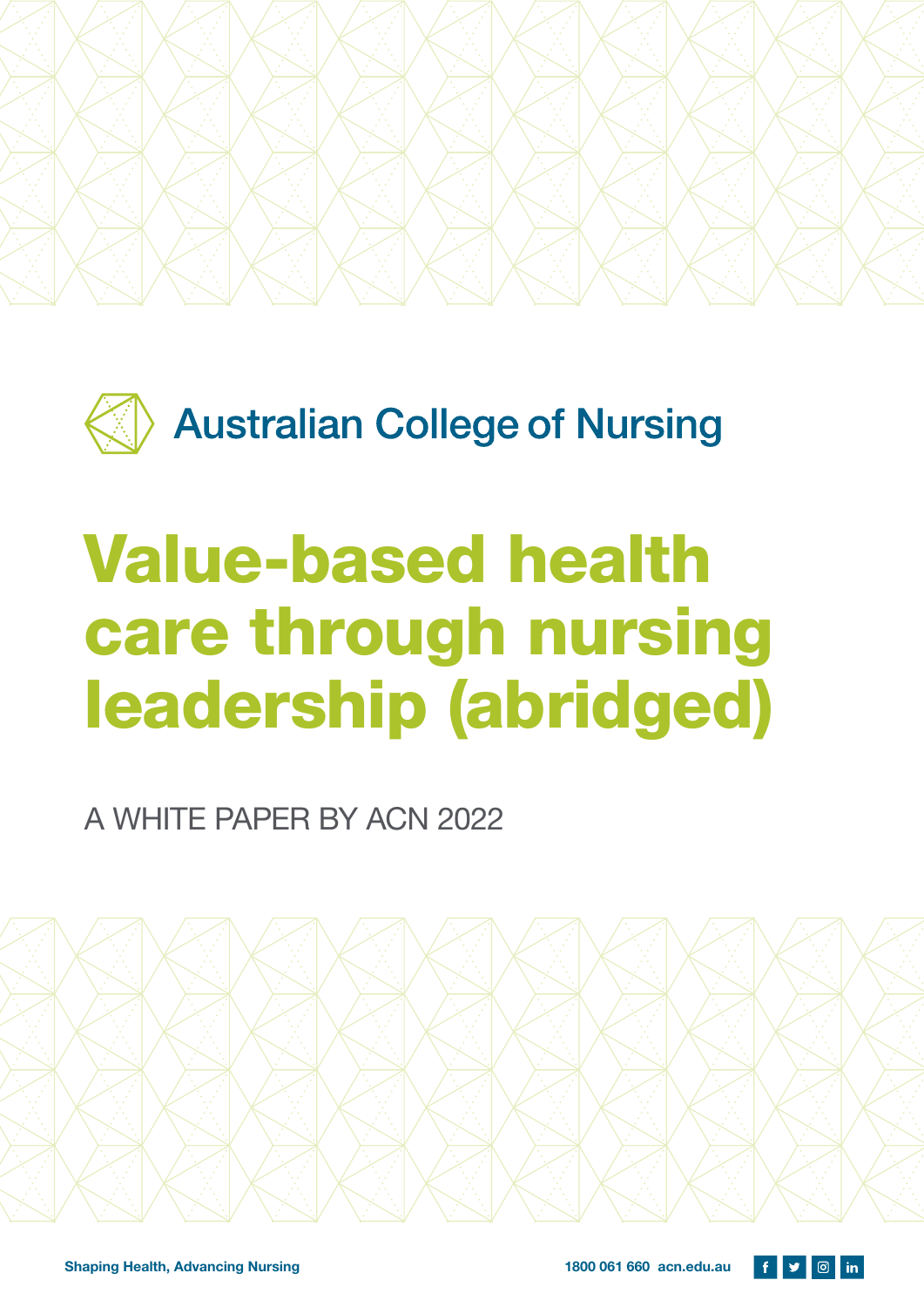Australian College of Nursing

# Value-based health care through nursing leadership (abridged)

A WHITE PAPER BY ACN 2022

Shaping Health, Advancing Nursing

1800 061 660 acn.edu.au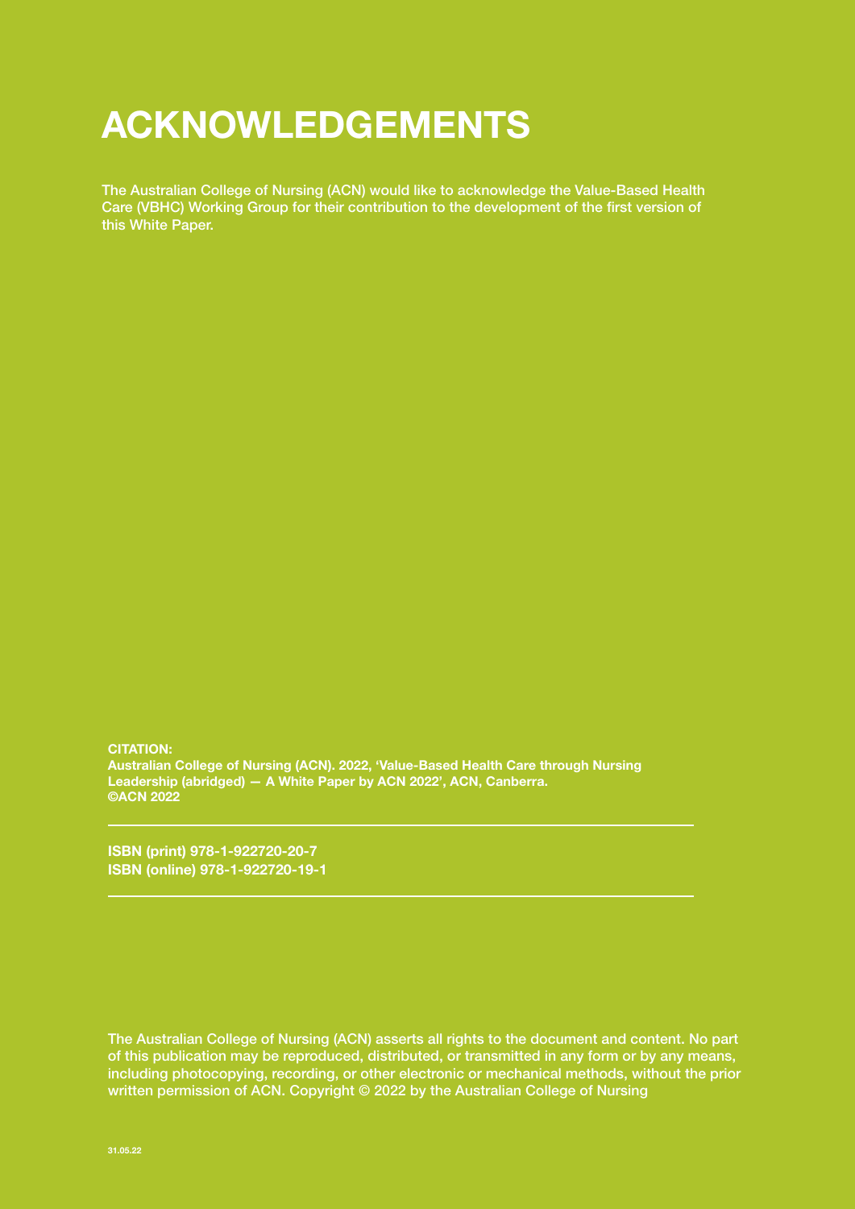# ACKNOWLEDGEMENTS

The Australian College of Nursing (ACN) would like to acknowledge the Value-Based Health Care (VBHC) Working Group for their contribution to the development of the first version of this White Paper.

**CITATION:**
**Australian College of Nursing (ACN). 2022, 'Value-Based Health Care through Nursing Leadership (abridged) — A White Paper by ACN 2022', ACN, Canberra.**
**©ACN 2022**

---

**ISBN (print) 978-1-922720-20-7**
**ISBN (online) 978-1-922720-19-1**

---

The Australian College of Nursing (ACN) asserts all rights to the document and content. No part of this publication may be reproduced, distributed, or transmitted in any form or by any means, including photocopying, recording, or other electronic or mechanical methods, without the prior written permission of ACN. Copyright © 2022 by the Australian College of Nursing

31.05.22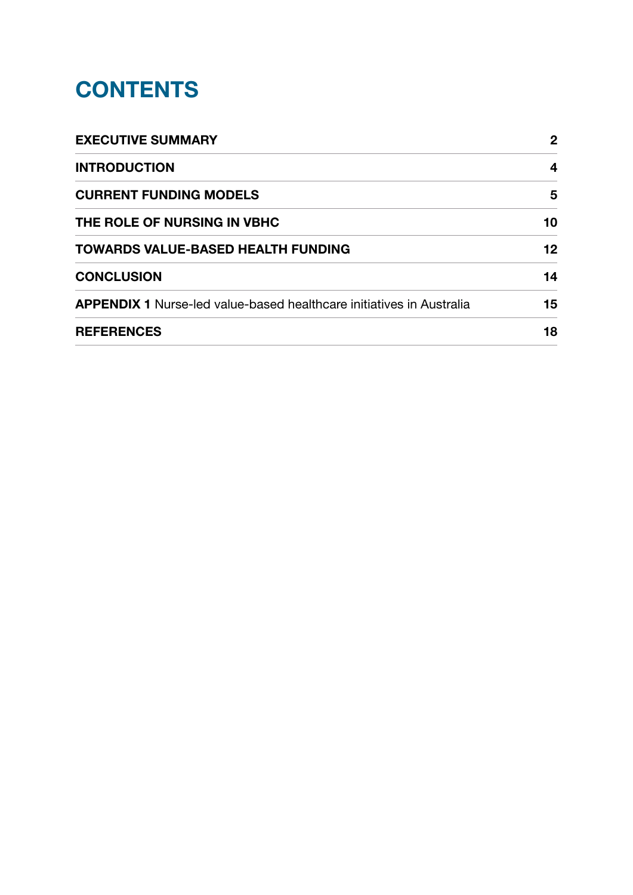# CONTENTS

| | |
|---|---|
| **EXECUTIVE SUMMARY** | **2** |
| **INTRODUCTION** | **4** |
| **CURRENT FUNDING MODELS** | **5** |
| **THE ROLE OF NURSING IN VBHC** | **10** |
| **TOWARDS VALUE-BASED HEALTH FUNDING** | **12** |
| **CONCLUSION** | **14** |
| **APPENDIX 1** Nurse-led value-based healthcare initiatives in Australia | **15** |
| **REFERENCES** | **18** |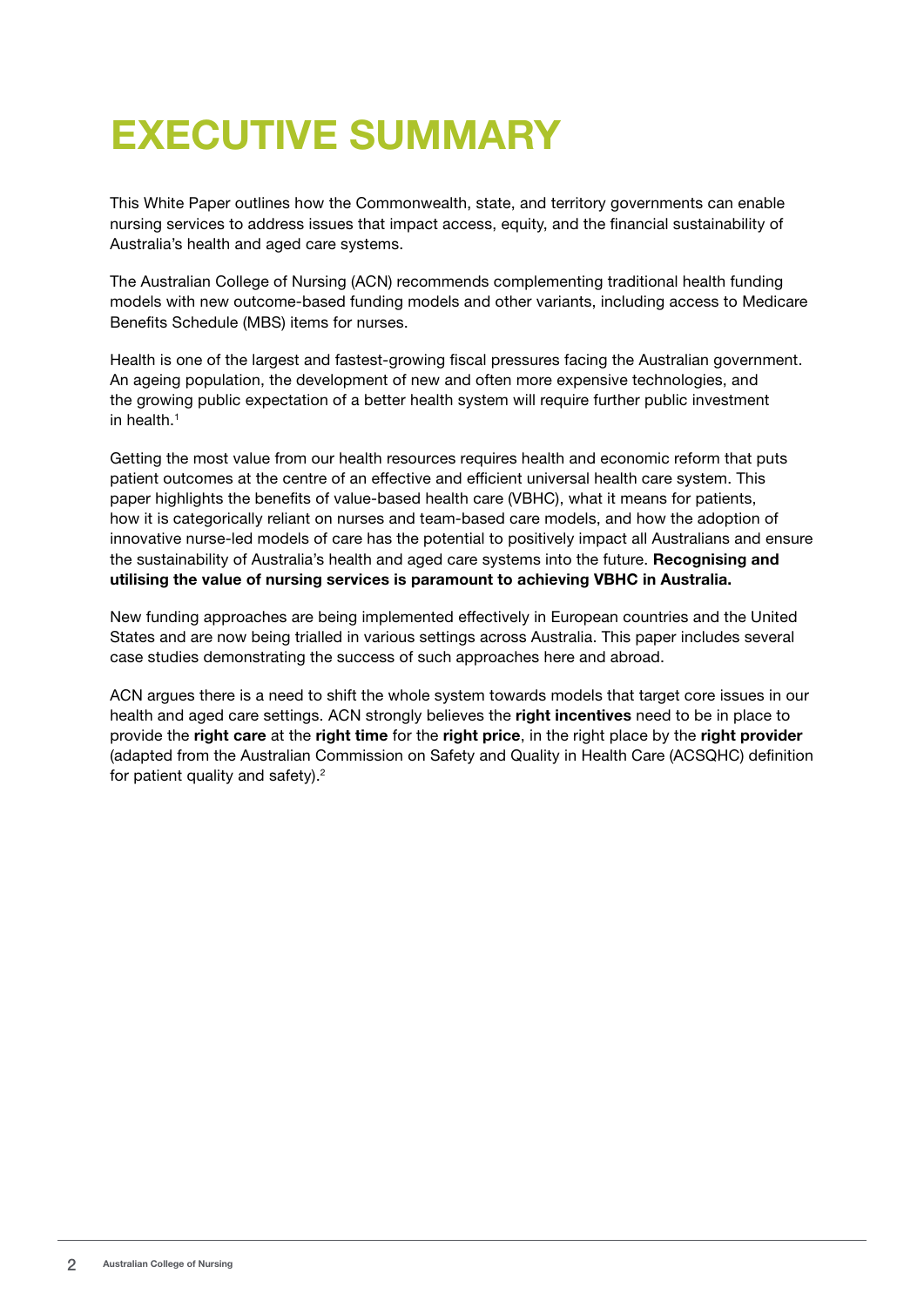# EXECUTIVE SUMMARY

This White Paper outlines how the Commonwealth, state, and territory governments can enable nursing services to address issues that impact access, equity, and the financial sustainability of Australia's health and aged care systems.

The Australian College of Nursing (ACN) recommends complementing traditional health funding models with new outcome-based funding models and other variants, including access to Medicare Benefits Schedule (MBS) items for nurses.

Health is one of the largest and fastest-growing fiscal pressures facing the Australian government. An ageing population, the development of new and often more expensive technologies, and the growing public expectation of a better health system will require further public investment in health.[1]

Getting the most value from our health resources requires health and economic reform that puts patient outcomes at the centre of an effective and efficient universal health care system. This paper highlights the benefits of value-based health care (VBHC), what it means for patients, how it is categorically reliant on nurses and team-based care models, and how the adoption of innovative nurse-led models of care has the potential to positively impact all Australians and ensure the sustainability of Australia's health and aged care systems into the future. **Recognising and utilising the value of nursing services is paramount to achieving VBHC in Australia.**

New funding approaches are being implemented effectively in European countries and the United States and are now being trialled in various settings across Australia. This paper includes several case studies demonstrating the success of such approaches here and abroad.

ACN argues there is a need to shift the whole system towards models that target core issues in our health and aged care settings. ACN strongly believes the **right incentives** need to be in place to provide the **right care** at the **right time** for the **right price**, in the right place by the **right provider** (adapted from the Australian Commission on Safety and Quality in Health Care (ACSQHC) definition for patient quality and safety).[2]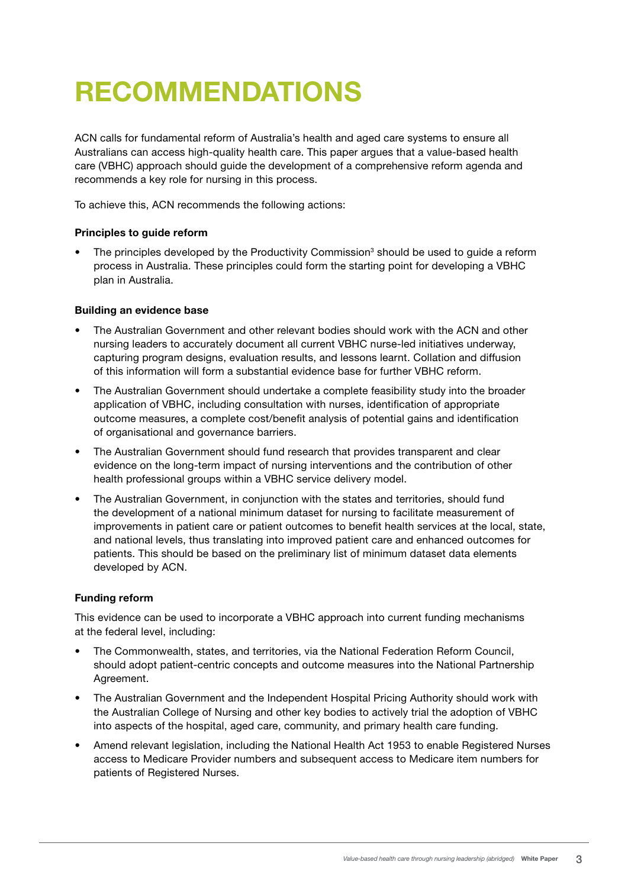# RECOMMENDATIONS

ACN calls for fundamental reform of Australia's health and aged care systems to ensure all Australians can access high-quality health care. This paper argues that a value-based health care (VBHC) approach should guide the development of a comprehensive reform agenda and recommends a key role for nursing in this process.

To achieve this, ACN recommends the following actions:

**Principles to guide reform**

- The principles developed by the Productivity Commission[3] should be used to guide a reform process in Australia. These principles could form the starting point for developing a VBHC plan in Australia.

**Building an evidence base**

- The Australian Government and other relevant bodies should work with the ACN and other nursing leaders to accurately document all current VBHC nurse-led initiatives underway, capturing program designs, evaluation results, and lessons learnt. Collation and diffusion of this information will form a substantial evidence base for further VBHC reform.
- The Australian Government should undertake a complete feasibility study into the broader application of VBHC, including consultation with nurses, identification of appropriate outcome measures, a complete cost/benefit analysis of potential gains and identification of organisational and governance barriers.
- The Australian Government should fund research that provides transparent and clear evidence on the long-term impact of nursing interventions and the contribution of other health professional groups within a VBHC service delivery model.
- The Australian Government, in conjunction with the states and territories, should fund the development of a national minimum dataset for nursing to facilitate measurement of improvements in patient care or patient outcomes to benefit health services at the local, state, and national levels, thus translating into improved patient care and enhanced outcomes for patients. This should be based on the preliminary list of minimum dataset data elements developed by ACN.

**Funding reform**

This evidence can be used to incorporate a VBHC approach into current funding mechanisms at the federal level, including:

- The Commonwealth, states, and territories, via the National Federation Reform Council, should adopt patient-centric concepts and outcome measures into the National Partnership Agreement.
- The Australian Government and the Independent Hospital Pricing Authority should work with the Australian College of Nursing and other key bodies to actively trial the adoption of VBHC into aspects of the hospital, aged care, community, and primary health care funding.
- Amend relevant legislation, including the National Health Act 1953 to enable Registered Nurses access to Medicare Provider numbers and subsequent access to Medicare item numbers for patients of Registered Nurses.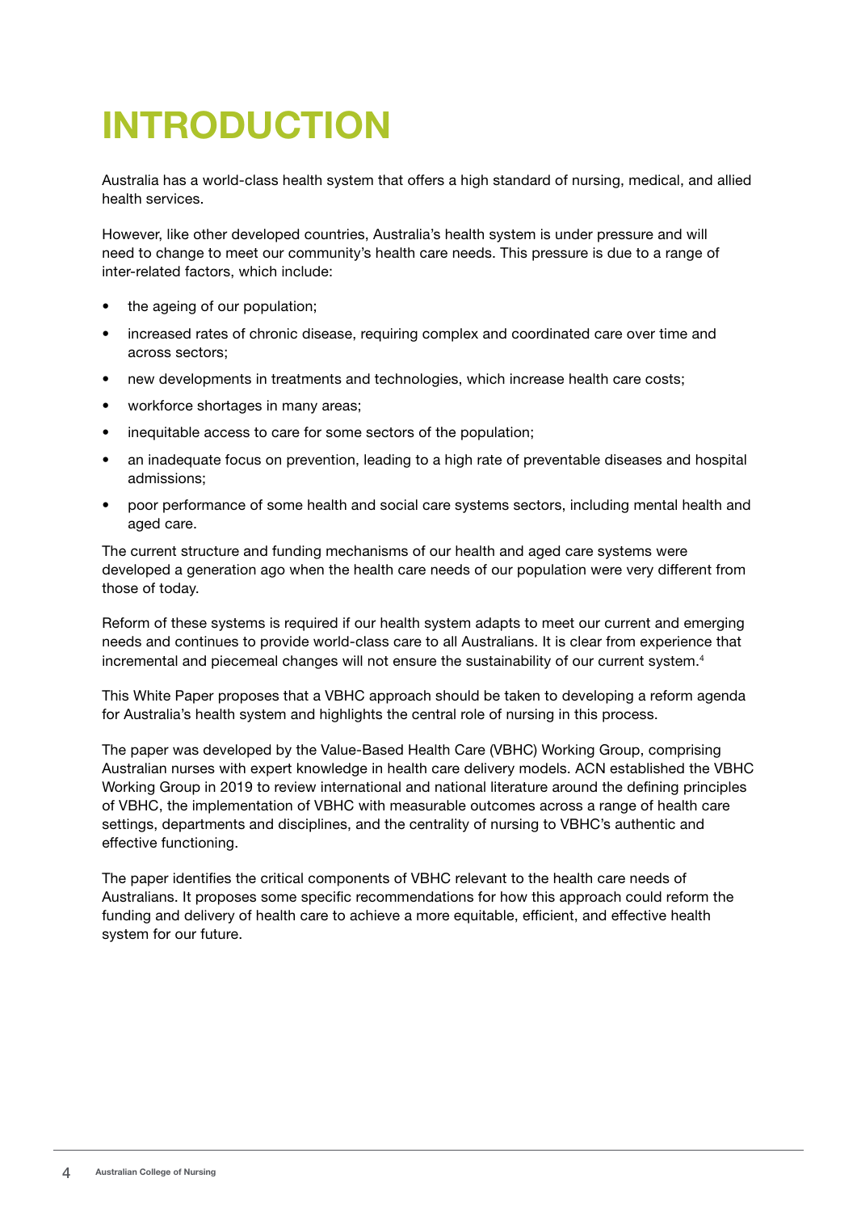# INTRODUCTION

Australia has a world-class health system that offers a high standard of nursing, medical, and allied health services.

However, like other developed countries, Australia's health system is under pressure and will need to change to meet our community's health care needs. This pressure is due to a range of inter-related factors, which include:

- the ageing of our population;
- increased rates of chronic disease, requiring complex and coordinated care over time and across sectors;
- new developments in treatments and technologies, which increase health care costs;
- workforce shortages in many areas;
- inequitable access to care for some sectors of the population;
- an inadequate focus on prevention, leading to a high rate of preventable diseases and hospital admissions;
- poor performance of some health and social care systems sectors, including mental health and aged care.

The current structure and funding mechanisms of our health and aged care systems were developed a generation ago when the health care needs of our population were very different from those of today.

Reform of these systems is required if our health system adapts to meet our current and emerging needs and continues to provide world-class care to all Australians. It is clear from experience that incremental and piecemeal changes will not ensure the sustainability of our current system.[4]

This White Paper proposes that a VBHC approach should be taken to developing a reform agenda for Australia's health system and highlights the central role of nursing in this process.

The paper was developed by the Value-Based Health Care (VBHC) Working Group, comprising Australian nurses with expert knowledge in health care delivery models. ACN established the VBHC Working Group in 2019 to review international and national literature around the defining principles of VBHC, the implementation of VBHC with measurable outcomes across a range of health care settings, departments and disciplines, and the centrality of nursing to VBHC's authentic and effective functioning.

The paper identifies the critical components of VBHC relevant to the health care needs of Australians. It proposes some specific recommendations for how this approach could reform the funding and delivery of health care to achieve a more equitable, efficient, and effective health system for our future.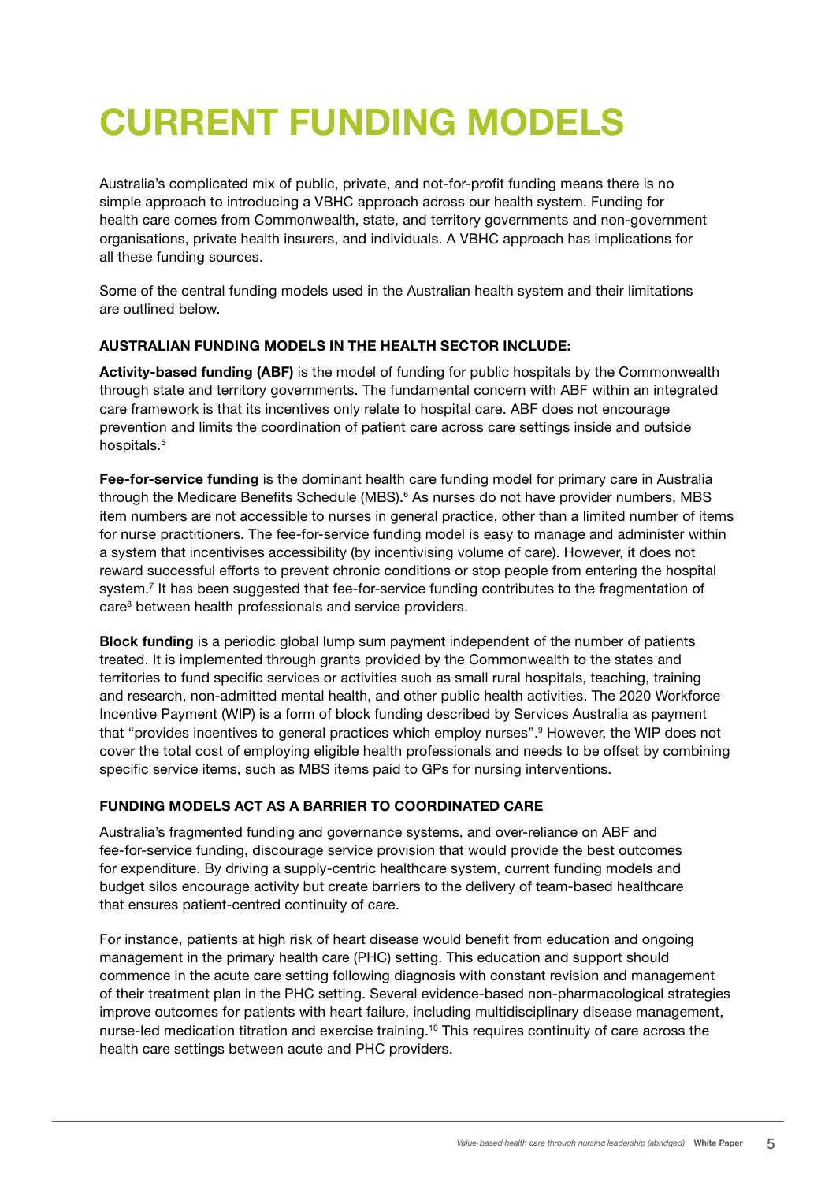# CURRENT FUNDING MODELS

Australia's complicated mix of public, private, and not-for-profit funding means there is no simple approach to introducing a VBHC approach across our health system. Funding for health care comes from Commonwealth, state, and territory governments and non-government organisations, private health insurers, and individuals. A VBHC approach has implications for all these funding sources.

Some of the central funding models used in the Australian health system and their limitations are outlined below.

### AUSTRALIAN FUNDING MODELS IN THE HEALTH SECTOR INCLUDE:

**Activity-based funding (ABF)** is the model of funding for public hospitals by the Commonwealth through state and territory governments. The fundamental concern with ABF within an integrated care framework is that its incentives only relate to hospital care. ABF does not encourage prevention and limits the coordination of patient care across care settings inside and outside hospitals.[5]

**Fee-for-service funding** is the dominant health care funding model for primary care in Australia through the Medicare Benefits Schedule (MBS).[6] As nurses do not have provider numbers, MBS item numbers are not accessible to nurses in general practice, other than a limited number of items for nurse practitioners. The fee-for-service funding model is easy to manage and administer within a system that incentivises accessibility (by incentivising volume of care). However, it does not reward successful efforts to prevent chronic conditions or stop people from entering the hospital system.[7] It has been suggested that fee-for-service funding contributes to the fragmentation of care[8] between health professionals and service providers.

**Block funding** is a periodic global lump sum payment independent of the number of patients treated. It is implemented through grants provided by the Commonwealth to the states and territories to fund specific services or activities such as small rural hospitals, teaching, training and research, non-admitted mental health, and other public health activities. The 2020 Workforce Incentive Payment (WIP) is a form of block funding described by Services Australia as payment that "provides incentives to general practices which employ nurses".[9] However, the WIP does not cover the total cost of employing eligible health professionals and needs to be offset by combining specific service items, such as MBS items paid to GPs for nursing interventions.

### FUNDING MODELS ACT AS A BARRIER TO COORDINATED CARE

Australia's fragmented funding and governance systems, and over-reliance on ABF and fee-for-service funding, discourage service provision that would provide the best outcomes for expenditure. By driving a supply-centric healthcare system, current funding models and budget silos encourage activity but create barriers to the delivery of team-based healthcare that ensures patient-centred continuity of care.

For instance, patients at high risk of heart disease would benefit from education and ongoing management in the primary health care (PHC) setting. This education and support should commence in the acute care setting following diagnosis with constant revision and management of their treatment plan in the PHC setting. Several evidence-based non-pharmacological strategies improve outcomes for patients with heart failure, including multidisciplinary disease management, nurse-led medication titration and exercise training.[10] This requires continuity of care across the health care settings between acute and PHC providers.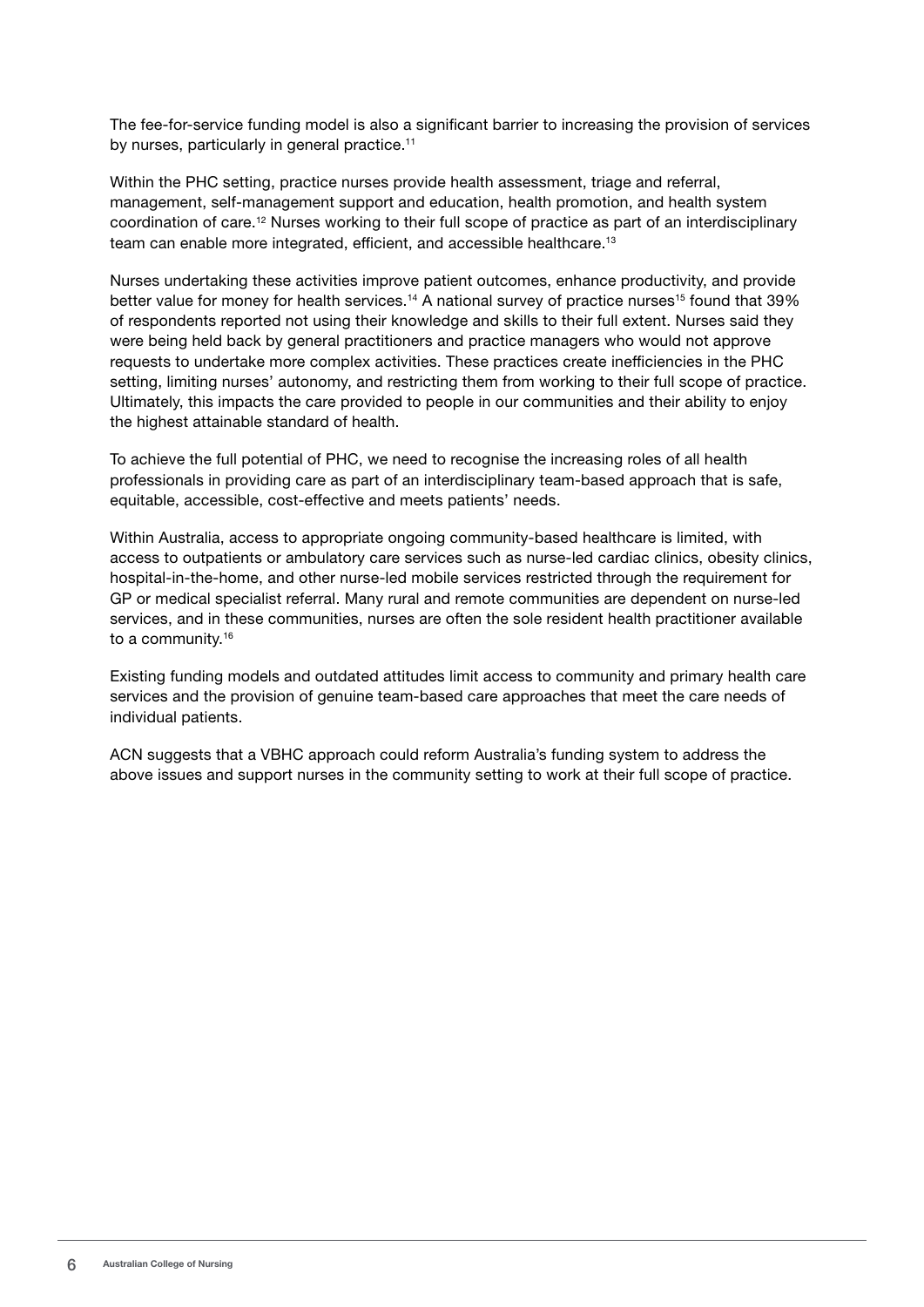The fee-for-service funding model is also a significant barrier to increasing the provision of services by nurses, particularly in general practice.[11]

Within the PHC setting, practice nurses provide health assessment, triage and referral, management, self-management support and education, health promotion, and health system coordination of care.[12] Nurses working to their full scope of practice as part of an interdisciplinary team can enable more integrated, efficient, and accessible healthcare.[13]

Nurses undertaking these activities improve patient outcomes, enhance productivity, and provide better value for money for health services.[14] A national survey of practice nurses[15] found that 39% of respondents reported not using their knowledge and skills to their full extent. Nurses said they were being held back by general practitioners and practice managers who would not approve requests to undertake more complex activities. These practices create inefficiencies in the PHC setting, limiting nurses' autonomy, and restricting them from working to their full scope of practice. Ultimately, this impacts the care provided to people in our communities and their ability to enjoy the highest attainable standard of health.

To achieve the full potential of PHC, we need to recognise the increasing roles of all health professionals in providing care as part of an interdisciplinary team-based approach that is safe, equitable, accessible, cost-effective and meets patients' needs.

Within Australia, access to appropriate ongoing community-based healthcare is limited, with access to outpatients or ambulatory care services such as nurse-led cardiac clinics, obesity clinics, hospital-in-the-home, and other nurse-led mobile services restricted through the requirement for GP or medical specialist referral. Many rural and remote communities are dependent on nurse-led services, and in these communities, nurses are often the sole resident health practitioner available to a community.[16]

Existing funding models and outdated attitudes limit access to community and primary health care services and the provision of genuine team-based care approaches that meet the care needs of individual patients.

ACN suggests that a VBHC approach could reform Australia's funding system to address the above issues and support nurses in the community setting to work at their full scope of practice.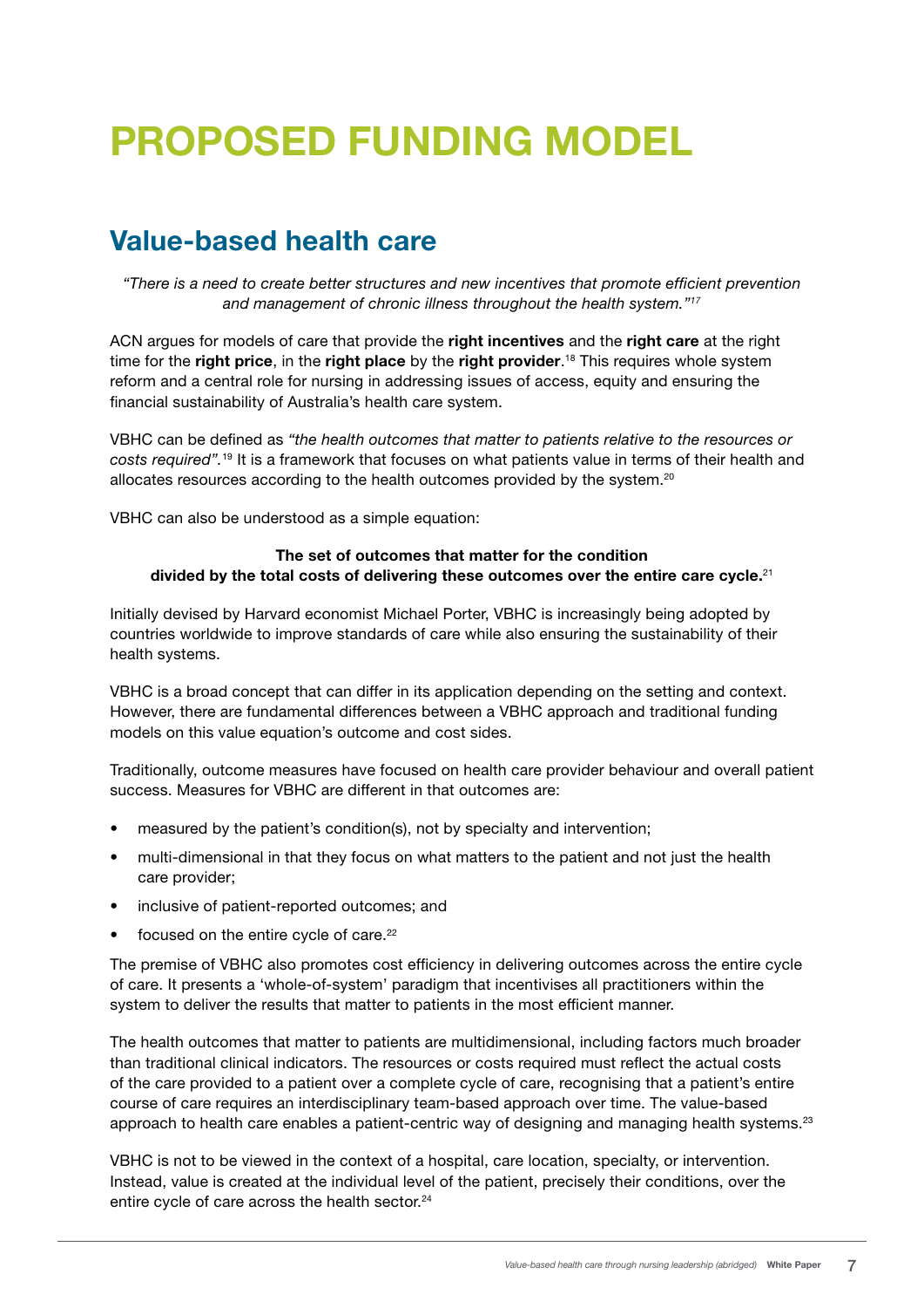# PROPOSED FUNDING MODEL

## Value-based health care

*"There is a need to create better structures and new incentives that promote efficient prevention and management of chronic illness throughout the health system."*[17]

ACN argues for models of care that provide the **right incentives** and the **right care** at the right time for the **right price**, in the **right place** by the **right provider**.[18] This requires whole system reform and a central role for nursing in addressing issues of access, equity and ensuring the financial sustainability of Australia's health care system.

VBHC can be defined as *"the health outcomes that matter to patients relative to the resources or costs required"*.[19] It is a framework that focuses on what patients value in terms of their health and allocates resources according to the health outcomes provided by the system.[20]

VBHC can also be understood as a simple equation:

**The set of outcomes that matter for the condition divided by the total costs of delivering these outcomes over the entire care cycle.**[21]

Initially devised by Harvard economist Michael Porter, VBHC is increasingly being adopted by countries worldwide to improve standards of care while also ensuring the sustainability of their health systems.

VBHC is a broad concept that can differ in its application depending on the setting and context. However, there are fundamental differences between a VBHC approach and traditional funding models on this value equation's outcome and cost sides.

Traditionally, outcome measures have focused on health care provider behaviour and overall patient success. Measures for VBHC are different in that outcomes are:

- measured by the patient's condition(s), not by specialty and intervention;
- multi-dimensional in that they focus on what matters to the patient and not just the health care provider;
- inclusive of patient-reported outcomes; and
- focused on the entire cycle of care.[22]

The premise of VBHC also promotes cost efficiency in delivering outcomes across the entire cycle of care. It presents a 'whole-of-system' paradigm that incentivises all practitioners within the system to deliver the results that matter to patients in the most efficient manner.

The health outcomes that matter to patients are multidimensional, including factors much broader than traditional clinical indicators. The resources or costs required must reflect the actual costs of the care provided to a patient over a complete cycle of care, recognising that a patient's entire course of care requires an interdisciplinary team-based approach over time. The value-based approach to health care enables a patient-centric way of designing and managing health systems.[23]

VBHC is not to be viewed in the context of a hospital, care location, specialty, or intervention. Instead, value is created at the individual level of the patient, precisely their conditions, over the entire cycle of care across the health sector.[24]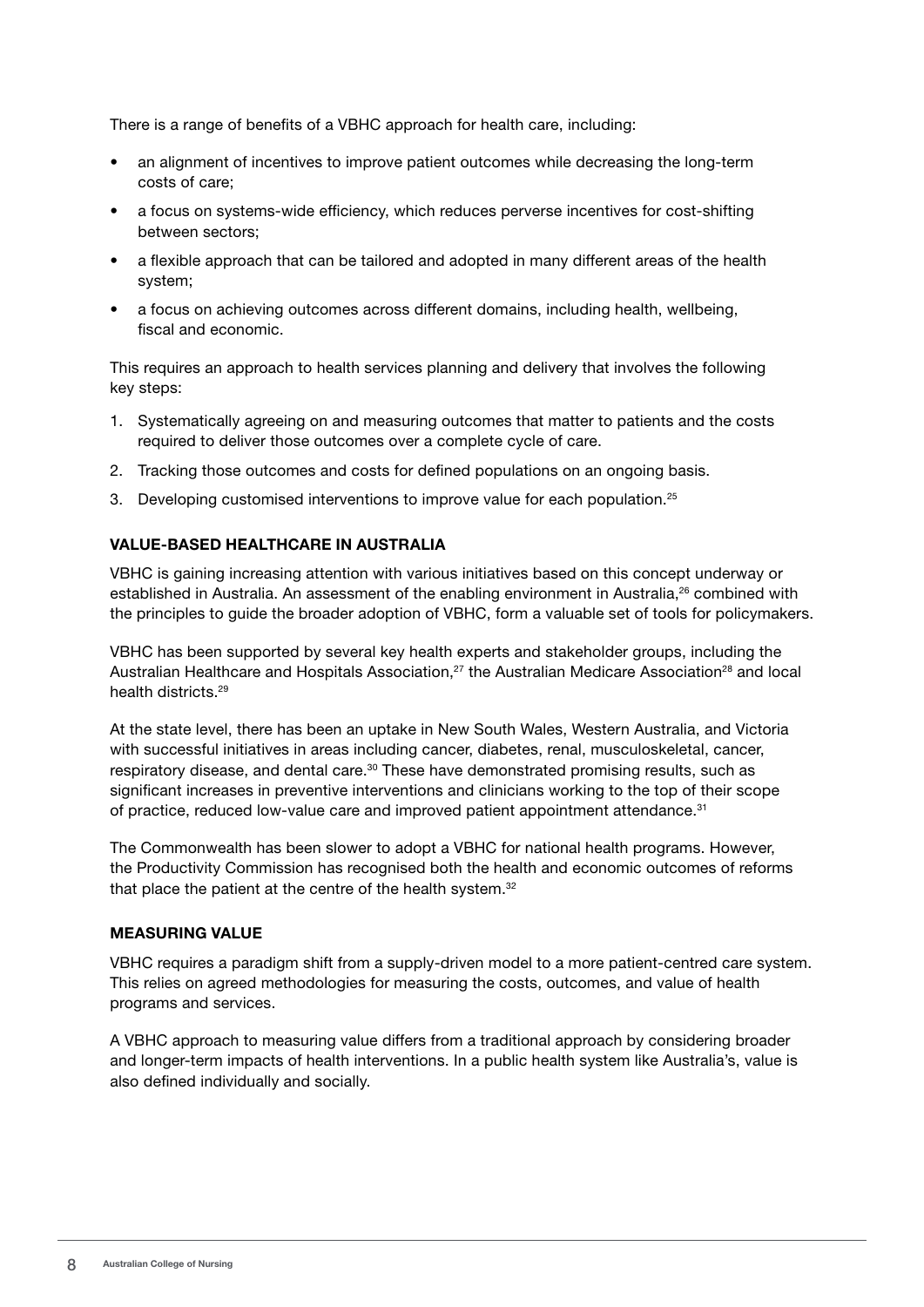There is a range of benefits of a VBHC approach for health care, including:

- an alignment of incentives to improve patient outcomes while decreasing the long-term costs of care;
- a focus on systems-wide efficiency, which reduces perverse incentives for cost-shifting between sectors;
- a flexible approach that can be tailored and adopted in many different areas of the health system;
- a focus on achieving outcomes across different domains, including health, wellbeing, fiscal and economic.

This requires an approach to health services planning and delivery that involves the following key steps:

1. Systematically agreeing on and measuring outcomes that matter to patients and the costs required to deliver those outcomes over a complete cycle of care.
2. Tracking those outcomes and costs for defined populations on an ongoing basis.
3. Developing customised interventions to improve value for each population.[25]

**VALUE-BASED HEALTHCARE IN AUSTRALIA**

VBHC is gaining increasing attention with various initiatives based on this concept underway or established in Australia. An assessment of the enabling environment in Australia,[26] combined with the principles to guide the broader adoption of VBHC, form a valuable set of tools for policymakers.

VBHC has been supported by several key health experts and stakeholder groups, including the Australian Healthcare and Hospitals Association,[27] the Australian Medicare Association[28] and local health districts.[29]

At the state level, there has been an uptake in New South Wales, Western Australia, and Victoria with successful initiatives in areas including cancer, diabetes, renal, musculoskeletal, cancer, respiratory disease, and dental care.[30] These have demonstrated promising results, such as significant increases in preventive interventions and clinicians working to the top of their scope of practice, reduced low-value care and improved patient appointment attendance.[31]

The Commonwealth has been slower to adopt a VBHC for national health programs. However, the Productivity Commission has recognised both the health and economic outcomes of reforms that place the patient at the centre of the health system.[32]

**MEASURING VALUE**

VBHC requires a paradigm shift from a supply-driven model to a more patient-centred care system. This relies on agreed methodologies for measuring the costs, outcomes, and value of health programs and services.

A VBHC approach to measuring value differs from a traditional approach by considering broader and longer-term impacts of health interventions. In a public health system like Australia's, value is also defined individually and socially.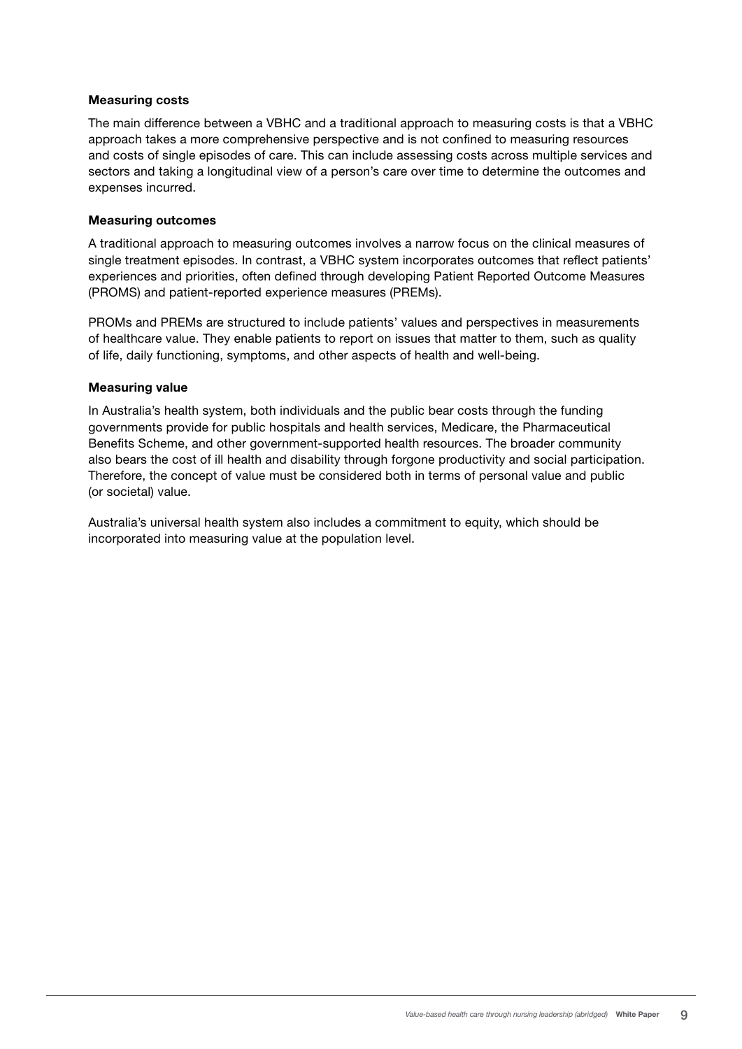### Measuring costs

The main difference between a VBHC and a traditional approach to measuring costs is that a VBHC approach takes a more comprehensive perspective and is not confined to measuring resources and costs of single episodes of care. This can include assessing costs across multiple services and sectors and taking a longitudinal view of a person's care over time to determine the outcomes and expenses incurred.

### Measuring outcomes

A traditional approach to measuring outcomes involves a narrow focus on the clinical measures of single treatment episodes. In contrast, a VBHC system incorporates outcomes that reflect patients' experiences and priorities, often defined through developing Patient Reported Outcome Measures (PROMS) and patient-reported experience measures (PREMs).

PROMs and PREMs are structured to include patients' values and perspectives in measurements of healthcare value. They enable patients to report on issues that matter to them, such as quality of life, daily functioning, symptoms, and other aspects of health and well-being.

### Measuring value

In Australia's health system, both individuals and the public bear costs through the funding governments provide for public hospitals and health services, Medicare, the Pharmaceutical Benefits Scheme, and other government-supported health resources. The broader community also bears the cost of ill health and disability through forgone productivity and social participation. Therefore, the concept of value must be considered both in terms of personal value and public (or societal) value.

Australia's universal health system also includes a commitment to equity, which should be incorporated into measuring value at the population level.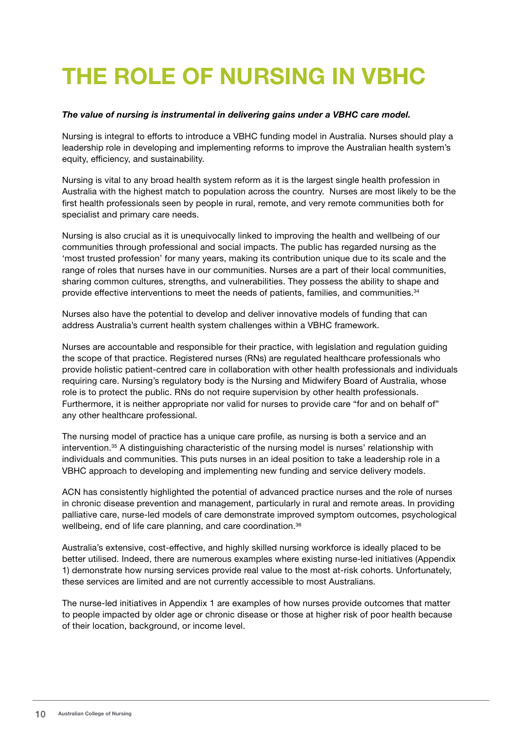# THE ROLE OF NURSING IN VBHC

***The value of nursing is instrumental in delivering gains under a VBHC care model.***

Nursing is integral to efforts to introduce a VBHC funding model in Australia. Nurses should play a leadership role in developing and implementing reforms to improve the Australian health system's equity, efficiency, and sustainability.

Nursing is vital to any broad health system reform as it is the largest single health profession in Australia with the highest match to population across the country. Nurses are most likely to be the first health professionals seen by people in rural, remote, and very remote communities both for specialist and primary care needs.

Nursing is also crucial as it is unequivocally linked to improving the health and wellbeing of our communities through professional and social impacts. The public has regarded nursing as the 'most trusted profession' for many years, making its contribution unique due to its scale and the range of roles that nurses have in our communities. Nurses are a part of their local communities, sharing common cultures, strengths, and vulnerabilities. They possess the ability to shape and provide effective interventions to meet the needs of patients, families, and communities.[34]

Nurses also have the potential to develop and deliver innovative models of funding that can address Australia's current health system challenges within a VBHC framework.

Nurses are accountable and responsible for their practice, with legislation and regulation guiding the scope of that practice. Registered nurses (RNs) are regulated healthcare professionals who provide holistic patient-centred care in collaboration with other health professionals and individuals requiring care. Nursing's regulatory body is the Nursing and Midwifery Board of Australia, whose role is to protect the public. RNs do not require supervision by other health professionals. Furthermore, it is neither appropriate nor valid for nurses to provide care "for and on behalf of" any other healthcare professional.

The nursing model of practice has a unique care profile, as nursing is both a service and an intervention.[35] A distinguishing characteristic of the nursing model is nurses' relationship with individuals and communities. This puts nurses in an ideal position to take a leadership role in a VBHC approach to developing and implementing new funding and service delivery models.

ACN has consistently highlighted the potential of advanced practice nurses and the role of nurses in chronic disease prevention and management, particularly in rural and remote areas. In providing palliative care, nurse-led models of care demonstrate improved symptom outcomes, psychological wellbeing, end of life care planning, and care coordination.[36]

Australia's extensive, cost-effective, and highly skilled nursing workforce is ideally placed to be better utilised. Indeed, there are numerous examples where existing nurse-led initiatives (Appendix 1) demonstrate how nursing services provide real value to the most at-risk cohorts. Unfortunately, these services are limited and are not currently accessible to most Australians.

The nurse-led initiatives in Appendix 1 are examples of how nurses provide outcomes that matter to people impacted by older age or chronic disease or those at higher risk of poor health because of their location, background, or income level.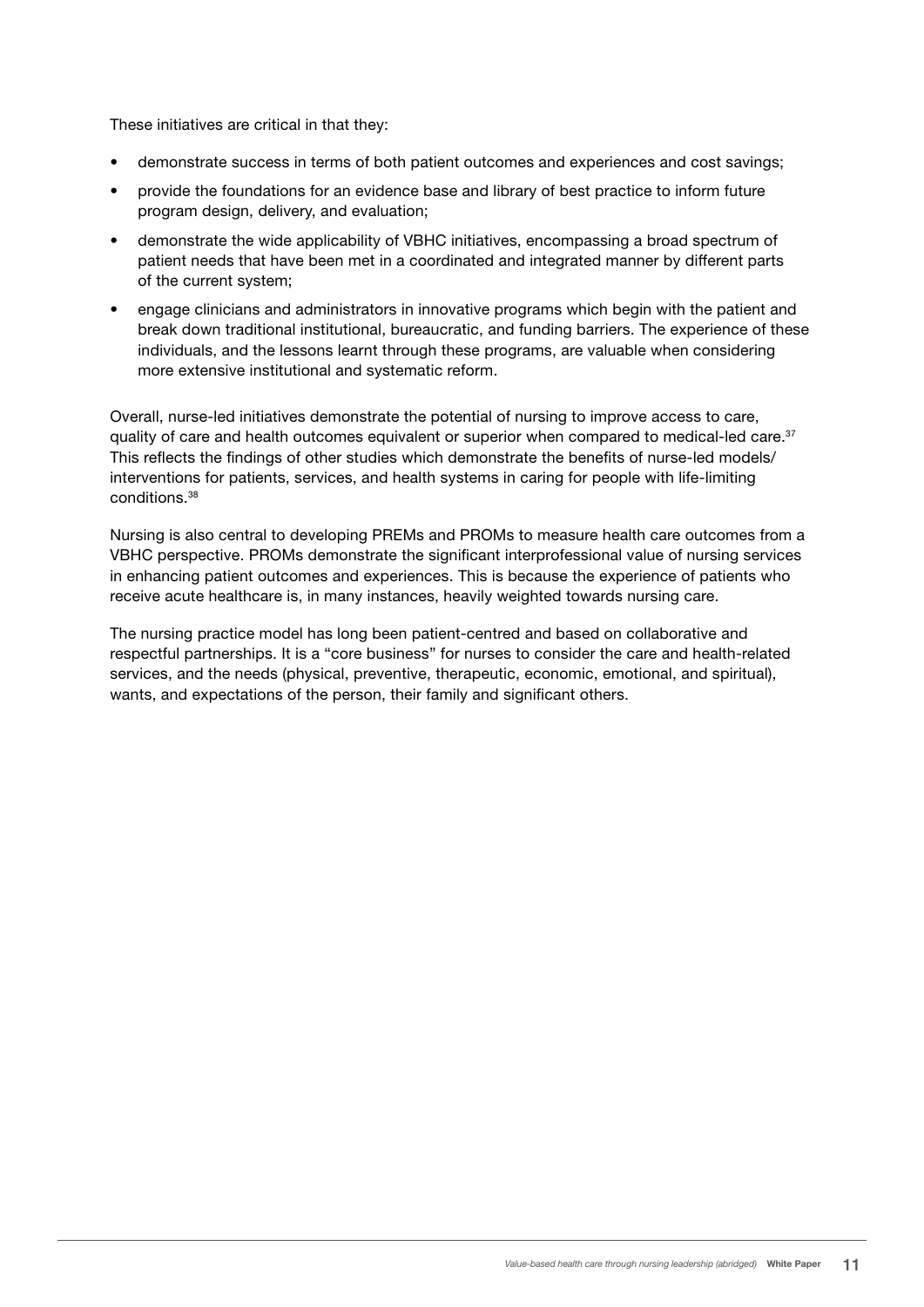These initiatives are critical in that they:

- demonstrate success in terms of both patient outcomes and experiences and cost savings;
- provide the foundations for an evidence base and library of best practice to inform future program design, delivery, and evaluation;
- demonstrate the wide applicability of VBHC initiatives, encompassing a broad spectrum of patient needs that have been met in a coordinated and integrated manner by different parts of the current system;
- engage clinicians and administrators in innovative programs which begin with the patient and break down traditional institutional, bureaucratic, and funding barriers. The experience of these individuals, and the lessons learnt through these programs, are valuable when considering more extensive institutional and systematic reform.

Overall, nurse-led initiatives demonstrate the potential of nursing to improve access to care, quality of care and health outcomes equivalent or superior when compared to medical-led care.[37] This reflects the findings of other studies which demonstrate the benefits of nurse-led models/interventions for patients, services, and health systems in caring for people with life-limiting conditions.[38]

Nursing is also central to developing PREMs and PROMs to measure health care outcomes from a VBHC perspective. PROMs demonstrate the significant interprofessional value of nursing services in enhancing patient outcomes and experiences. This is because the experience of patients who receive acute healthcare is, in many instances, heavily weighted towards nursing care.

The nursing practice model has long been patient-centred and based on collaborative and respectful partnerships. It is a "core business" for nurses to consider the care and health-related services, and the needs (physical, preventive, therapeutic, economic, emotional, and spiritual), wants, and expectations of the person, their family and significant others.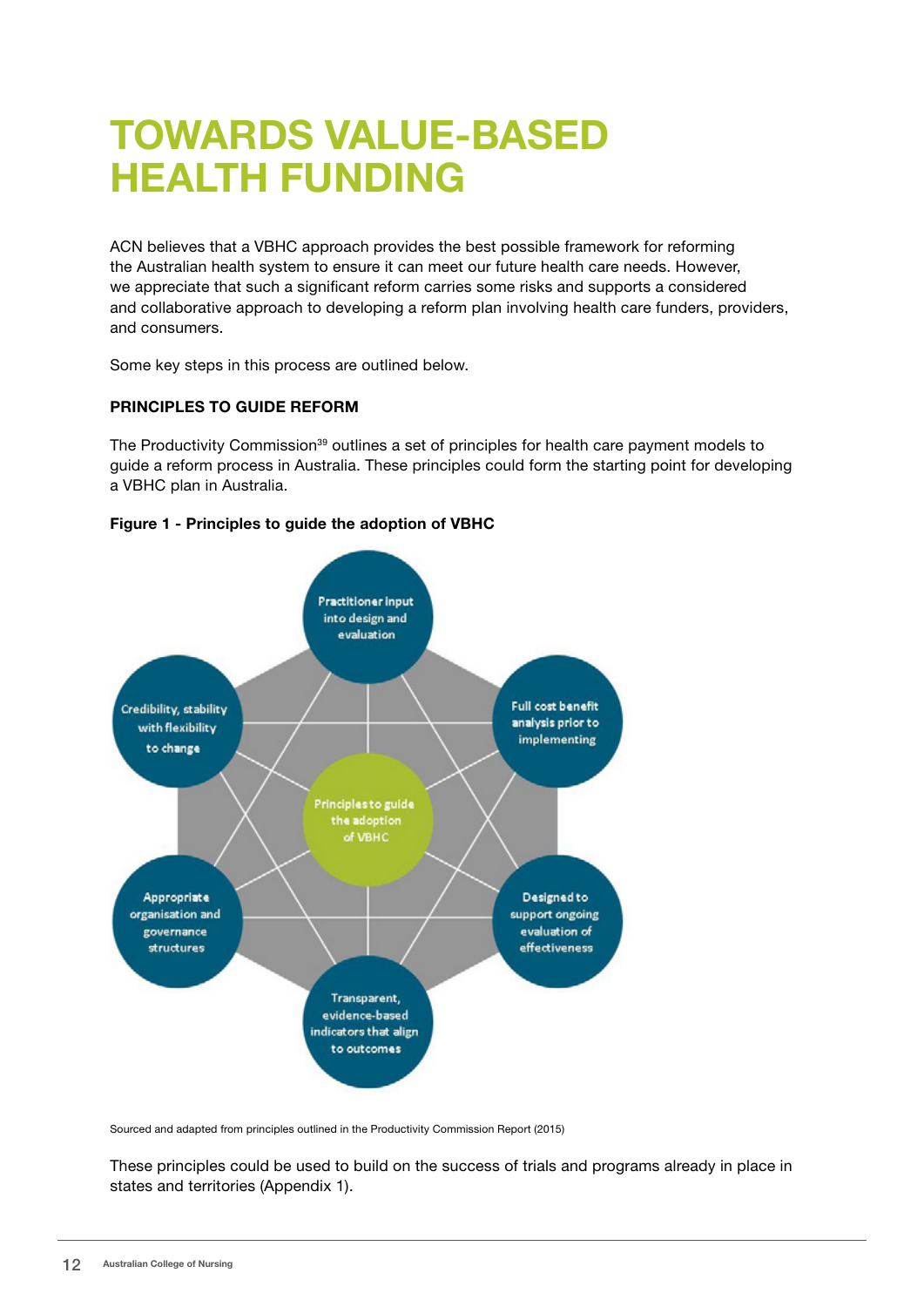# TOWARDS VALUE-BASED HEALTH FUNDING

ACN believes that a VBHC approach provides the best possible framework for reforming the Australian health system to ensure it can meet our future health care needs. However, we appreciate that such a significant reform carries some risks and supports a considered and collaborative approach to developing a reform plan involving health care funders, providers, and consumers.

Some key steps in this process are outlined below.

### PRINCIPLES TO GUIDE REFORM

The Productivity Commission[39] outlines a set of principles for health care payment models to guide a reform process in Australia. These principles could form the starting point for developing a VBHC plan in Australia.

**Figure 1 - Principles to guide the adoption of VBHC**

- Principles to guide the adoption of VBHC
  - Practitioner input into design and evaluation
  - Full cost benefit analysis prior to implementing
  - Designed to support ongoing evaluation of effectiveness
  - Transparent, evidence-based indicators that align to outcomes
  - Appropriate organisation and governance structures
  - Credibility, stability with flexibility to change

Sourced and adapted from principles outlined in the Productivity Commission Report (2015)

These principles could be used to build on the success of trials and programs already in place in states and territories (Appendix 1).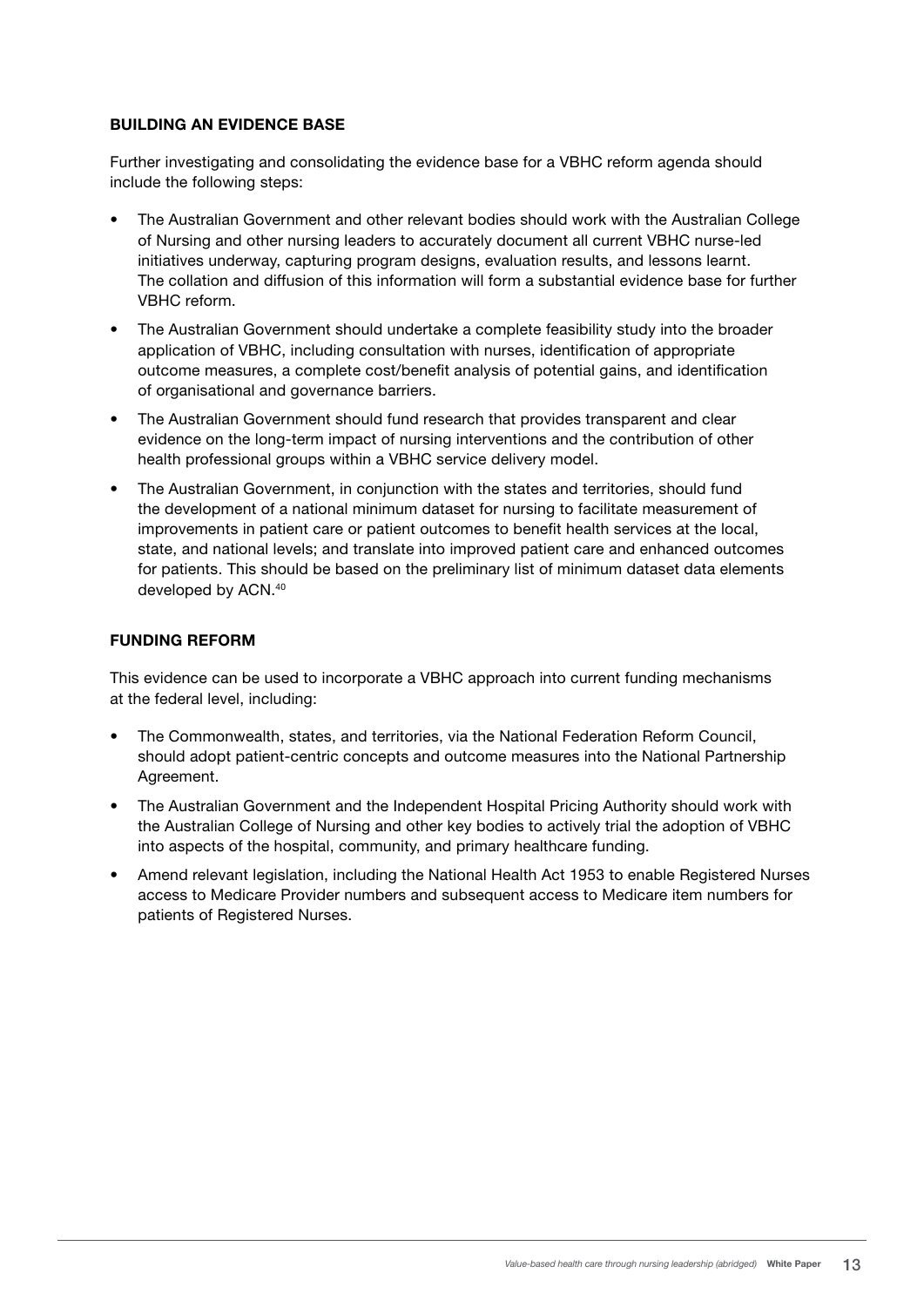### BUILDING AN EVIDENCE BASE

Further investigating and consolidating the evidence base for a VBHC reform agenda should include the following steps:

- The Australian Government and other relevant bodies should work with the Australian College of Nursing and other nursing leaders to accurately document all current VBHC nurse-led initiatives underway, capturing program designs, evaluation results, and lessons learnt. The collation and diffusion of this information will form a substantial evidence base for further VBHC reform.
- The Australian Government should undertake a complete feasibility study into the broader application of VBHC, including consultation with nurses, identification of appropriate outcome measures, a complete cost/benefit analysis of potential gains, and identification of organisational and governance barriers.
- The Australian Government should fund research that provides transparent and clear evidence on the long-term impact of nursing interventions and the contribution of other health professional groups within a VBHC service delivery model.
- The Australian Government, in conjunction with the states and territories, should fund the development of a national minimum dataset for nursing to facilitate measurement of improvements in patient care or patient outcomes to benefit health services at the local, state, and national levels; and translate into improved patient care and enhanced outcomes for patients. This should be based on the preliminary list of minimum dataset data elements developed by ACN.[40]

### FUNDING REFORM

This evidence can be used to incorporate a VBHC approach into current funding mechanisms at the federal level, including:

- The Commonwealth, states, and territories, via the National Federation Reform Council, should adopt patient-centric concepts and outcome measures into the National Partnership Agreement.
- The Australian Government and the Independent Hospital Pricing Authority should work with the Australian College of Nursing and other key bodies to actively trial the adoption of VBHC into aspects of the hospital, community, and primary healthcare funding.
- Amend relevant legislation, including the National Health Act 1953 to enable Registered Nurses access to Medicare Provider numbers and subsequent access to Medicare item numbers for patients of Registered Nurses.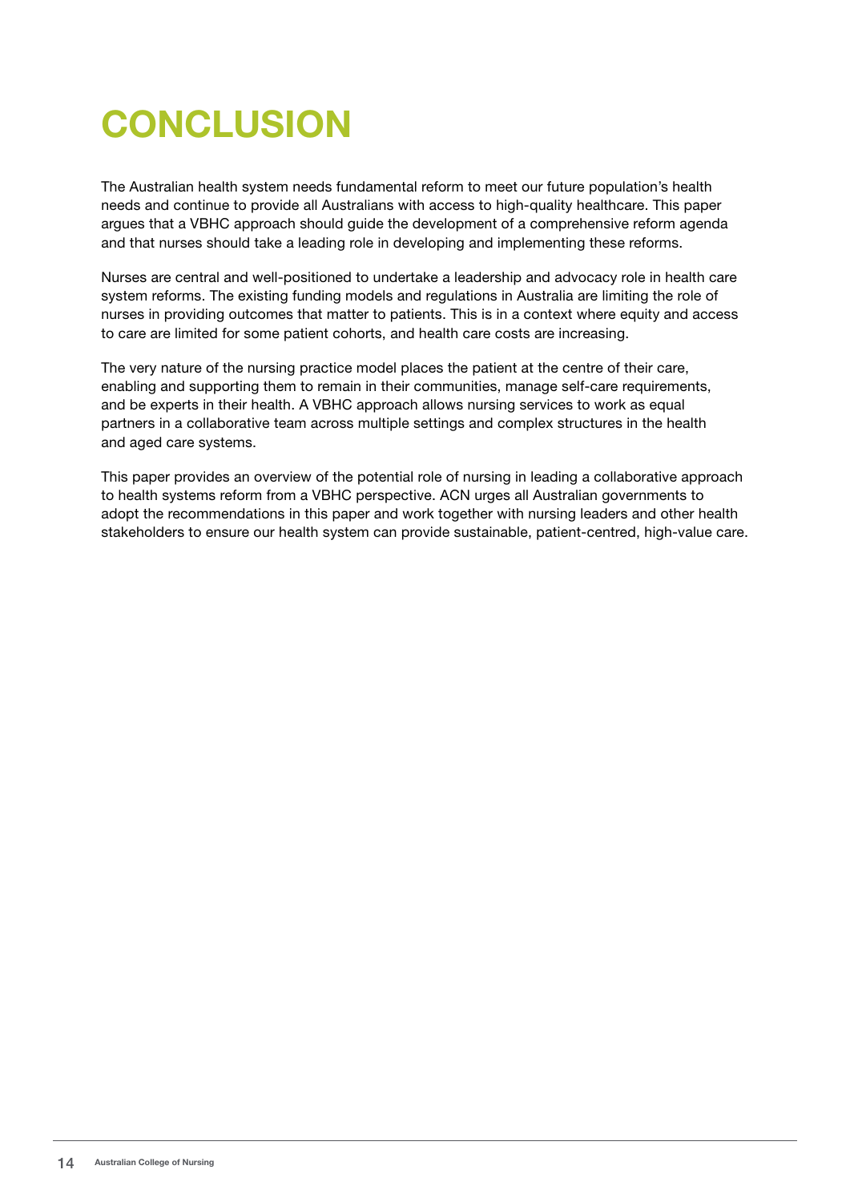# CONCLUSION

The Australian health system needs fundamental reform to meet our future population's health needs and continue to provide all Australians with access to high-quality healthcare. This paper argues that a VBHC approach should guide the development of a comprehensive reform agenda and that nurses should take a leading role in developing and implementing these reforms.

Nurses are central and well-positioned to undertake a leadership and advocacy role in health care system reforms. The existing funding models and regulations in Australia are limiting the role of nurses in providing outcomes that matter to patients. This is in a context where equity and access to care are limited for some patient cohorts, and health care costs are increasing.

The very nature of the nursing practice model places the patient at the centre of their care, enabling and supporting them to remain in their communities, manage self-care requirements, and be experts in their health. A VBHC approach allows nursing services to work as equal partners in a collaborative team across multiple settings and complex structures in the health and aged care systems.

This paper provides an overview of the potential role of nursing in leading a collaborative approach to health systems reform from a VBHC perspective. ACN urges all Australian governments to adopt the recommendations in this paper and work together with nursing leaders and other health stakeholders to ensure our health system can provide sustainable, patient-centred, high-value care.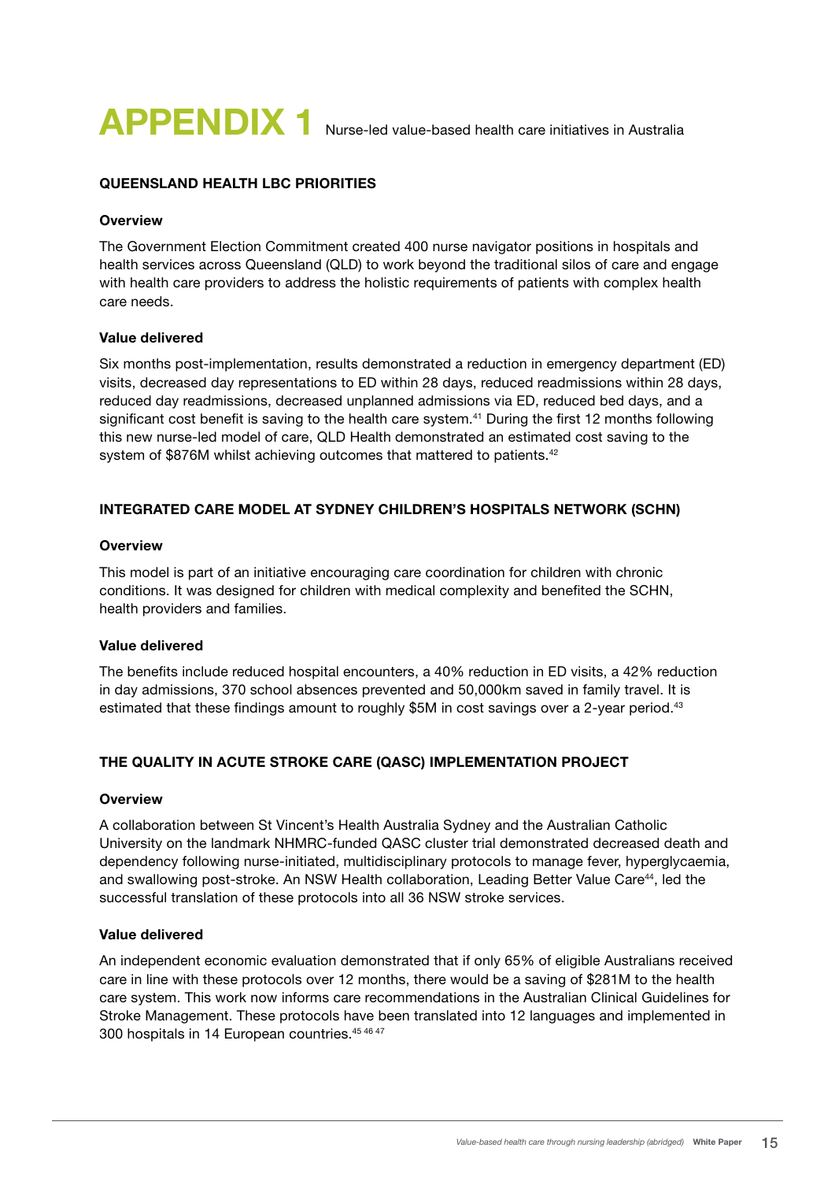# APPENDIX 1 Nurse-led value-based health care initiatives in Australia

## QUEENSLAND HEALTH LBC PRIORITIES

### Overview

The Government Election Commitment created 400 nurse navigator positions in hospitals and health services across Queensland (QLD) to work beyond the traditional silos of care and engage with health care providers to address the holistic requirements of patients with complex health care needs.

### Value delivered

Six months post-implementation, results demonstrated a reduction in emergency department (ED) visits, decreased day representations to ED within 28 days, reduced readmissions within 28 days, reduced day readmissions, decreased unplanned admissions via ED, reduced bed days, and a significant cost benefit is saving to the health care system.[41] During the first 12 months following this new nurse-led model of care, QLD Health demonstrated an estimated cost saving to the system of $876M whilst achieving outcomes that mattered to patients.[42]

## INTEGRATED CARE MODEL AT SYDNEY CHILDREN'S HOSPITALS NETWORK (SCHN)

### Overview

This model is part of an initiative encouraging care coordination for children with chronic conditions. It was designed for children with medical complexity and benefited the SCHN, health providers and families.

### Value delivered

The benefits include reduced hospital encounters, a 40% reduction in ED visits, a 42% reduction in day admissions, 370 school absences prevented and 50,000km saved in family travel. It is estimated that these findings amount to roughly $5M in cost savings over a 2-year period.[43]

## THE QUALITY IN ACUTE STROKE CARE (QASC) IMPLEMENTATION PROJECT

### Overview

A collaboration between St Vincent's Health Australia Sydney and the Australian Catholic University on the landmark NHMRC-funded QASC cluster trial demonstrated decreased death and dependency following nurse-initiated, multidisciplinary protocols to manage fever, hyperglycaemia, and swallowing post-stroke. An NSW Health collaboration, Leading Better Value Care[44], led the successful translation of these protocols into all 36 NSW stroke services.

### Value delivered

An independent economic evaluation demonstrated that if only 65% of eligible Australians received care in line with these protocols over 12 months, there would be a saving of $281M to the health care system. This work now informs care recommendations in the Australian Clinical Guidelines for Stroke Management. These protocols have been translated into 12 languages and implemented in 300 hospitals in 14 European countries.[45 46 47]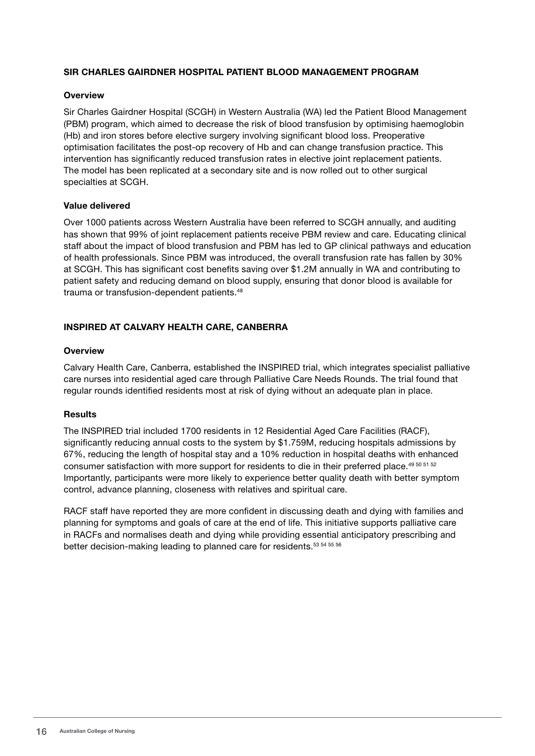### SIR CHARLES GAIRDNER HOSPITAL PATIENT BLOOD MANAGEMENT PROGRAM

**Overview**

Sir Charles Gairdner Hospital (SCGH) in Western Australia (WA) led the Patient Blood Management (PBM) program, which aimed to decrease the risk of blood transfusion by optimising haemoglobin (Hb) and iron stores before elective surgery involving significant blood loss. Preoperative optimisation facilitates the post-op recovery of Hb and can change transfusion practice. This intervention has significantly reduced transfusion rates in elective joint replacement patients. The model has been replicated at a secondary site and is now rolled out to other surgical specialties at SCGH.

**Value delivered**

Over 1000 patients across Western Australia have been referred to SCGH annually, and auditing has shown that 99% of joint replacement patients receive PBM review and care. Educating clinical staff about the impact of blood transfusion and PBM has led to GP clinical pathways and education of health professionals. Since PBM was introduced, the overall transfusion rate has fallen by 30% at SCGH. This has significant cost benefits saving over $1.2M annually in WA and contributing to patient safety and reducing demand on blood supply, ensuring that donor blood is available for trauma or transfusion-dependent patients.[48]

### INSPIRED AT CALVARY HEALTH CARE, CANBERRA

**Overview**

Calvary Health Care, Canberra, established the INSPIRED trial, which integrates specialist palliative care nurses into residential aged care through Palliative Care Needs Rounds. The trial found that regular rounds identified residents most at risk of dying without an adequate plan in place.

**Results**

The INSPIRED trial included 1700 residents in 12 Residential Aged Care Facilities (RACF), significantly reducing annual costs to the system by $1.759M, reducing hospitals admissions by 67%, reducing the length of hospital stay and a 10% reduction in hospital deaths with enhanced consumer satisfaction with more support for residents to die in their preferred place.[49 50 51 52] Importantly, participants were more likely to experience better quality death with better symptom control, advance planning, closeness with relatives and spiritual care.

RACF staff have reported they are more confident in discussing death and dying with families and planning for symptoms and goals of care at the end of life. This initiative supports palliative care in RACFs and normalises death and dying while providing essential anticipatory prescribing and better decision-making leading to planned care for residents.[53 54 55 56]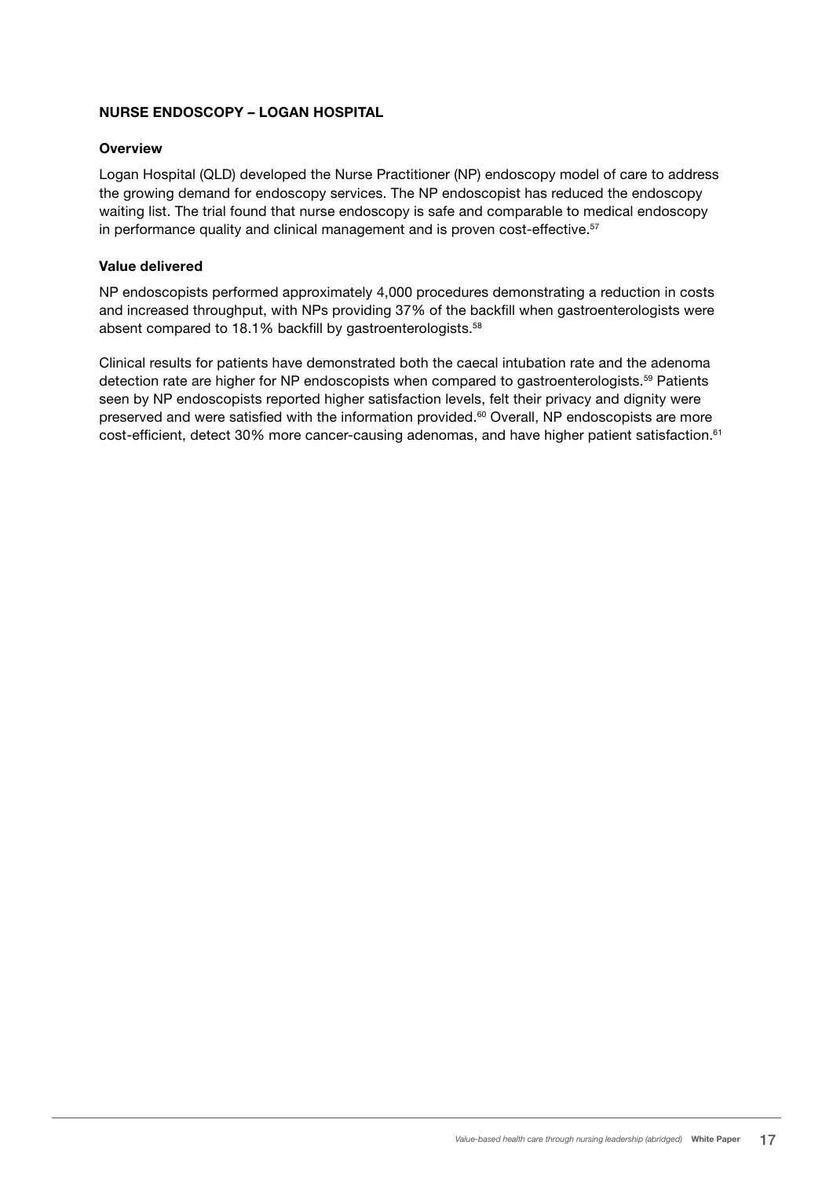## NURSE ENDOSCOPY – LOGAN HOSPITAL

### Overview

Logan Hospital (QLD) developed the Nurse Practitioner (NP) endoscopy model of care to address the growing demand for endoscopy services. The NP endoscopist has reduced the endoscopy waiting list. The trial found that nurse endoscopy is safe and comparable to medical endoscopy in performance quality and clinical management and is proven cost-effective.[57]

### Value delivered

NP endoscopists performed approximately 4,000 procedures demonstrating a reduction in costs and increased throughput, with NPs providing 37% of the backfill when gastroenterologists were absent compared to 18.1% backfill by gastroenterologists.[58]

Clinical results for patients have demonstrated both the caecal intubation rate and the adenoma detection rate are higher for NP endoscopists when compared to gastroenterologists.[59] Patients seen by NP endoscopists reported higher satisfaction levels, felt their privacy and dignity were preserved and were satisfied with the information provided.[60] Overall, NP endoscopists are more cost-efficient, detect 30% more cancer-causing adenomas, and have higher patient satisfaction.[61]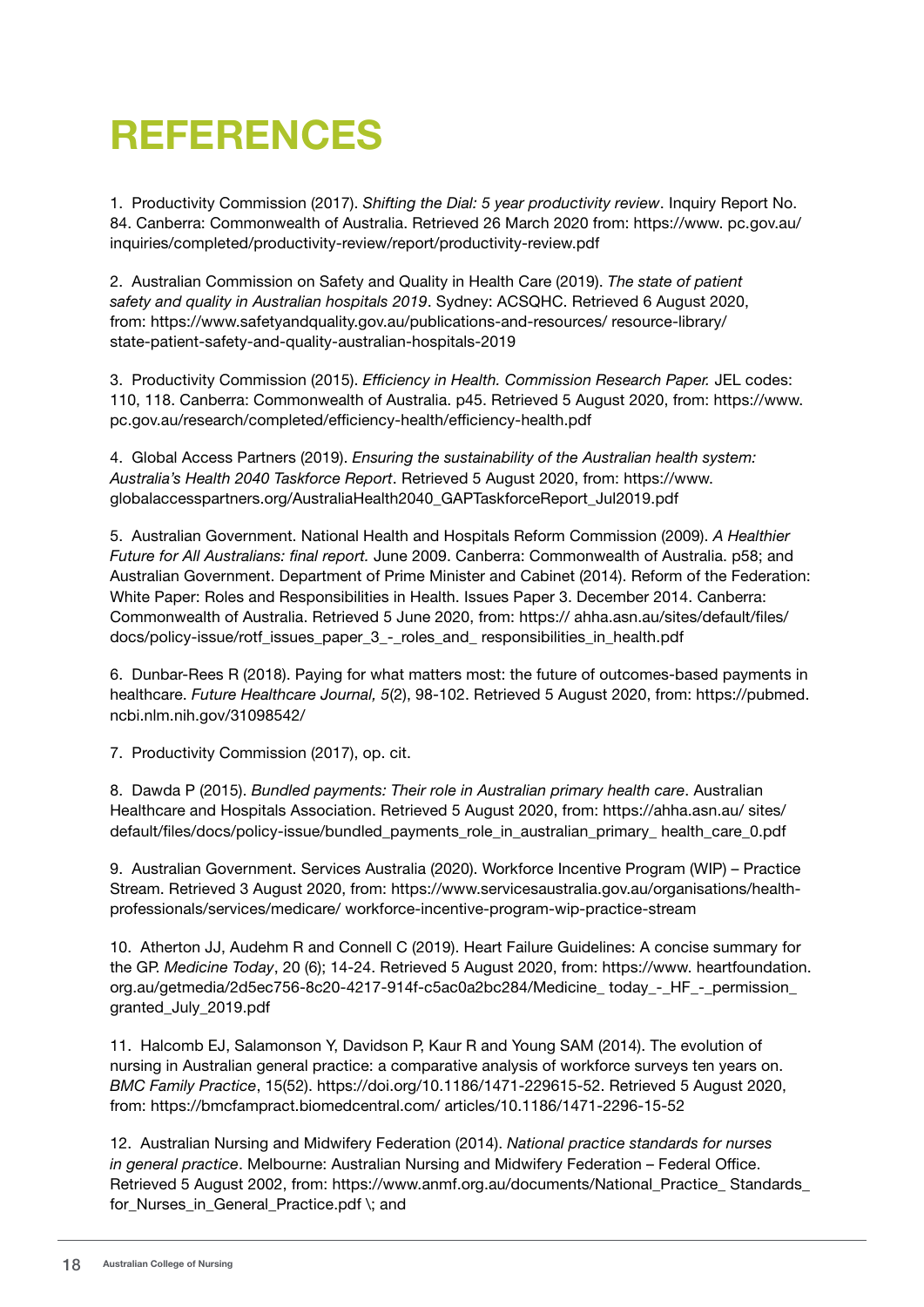# REFERENCES

1. Productivity Commission (2017). *Shifting the Dial: 5 year productivity review*. Inquiry Report No. 84. Canberra: Commonwealth of Australia. Retrieved 26 March 2020 from: https://www. pc.gov.au/ inquiries/completed/productivity-review/report/productivity-review.pdf

2. Australian Commission on Safety and Quality in Health Care (2019). *The state of patient safety and quality in Australian hospitals 2019*. Sydney: ACSQHC. Retrieved 6 August 2020, from: https://www.safetyandquality.gov.au/publications-and-resources/ resource-library/ state-patient-safety-and-quality-australian-hospitals-2019

3. Productivity Commission (2015). *Efficiency in Health. Commission Research Paper.* JEL codes: 110, 118. Canberra: Commonwealth of Australia. p45. Retrieved 5 August 2020, from: https://www. pc.gov.au/research/completed/efficiency-health/efficiency-health.pdf

4. Global Access Partners (2019). *Ensuring the sustainability of the Australian health system: Australia's Health 2040 Taskforce Report*. Retrieved 5 August 2020, from: https://www. globalaccesspartners.org/AustraliaHealth2040_GAPTaskforceReport_Jul2019.pdf

5. Australian Government. National Health and Hospitals Reform Commission (2009). *A Healthier Future for All Australians: final report.* June 2009. Canberra: Commonwealth of Australia. p58; and Australian Government. Department of Prime Minister and Cabinet (2014). Reform of the Federation: White Paper: Roles and Responsibilities in Health. Issues Paper 3. December 2014. Canberra: Commonwealth of Australia. Retrieved 5 June 2020, from: https:// ahha.asn.au/sites/default/files/ docs/policy-issue/rotf_issues_paper_3_-_roles_and_ responsibilities_in_health.pdf

6. Dunbar-Rees R (2018). Paying for what matters most: the future of outcomes-based payments in healthcare. *Future Healthcare Journal, 5*(2), 98-102. Retrieved 5 August 2020, from: https://pubmed. ncbi.nlm.nih.gov/31098542/

7. Productivity Commission (2017), op. cit.

8. Dawda P (2015). *Bundled payments: Their role in Australian primary health care*. Australian Healthcare and Hospitals Association. Retrieved 5 August 2020, from: https://ahha.asn.au/ sites/ default/files/docs/policy-issue/bundled_payments_role_in_australian_primary_ health_care_0.pdf

9. Australian Government. Services Australia (2020). Workforce Incentive Program (WIP) – Practice Stream. Retrieved 3 August 2020, from: https://www.servicesaustralia.gov.au/organisations/health-professionals/services/medicare/ workforce-incentive-program-wip-practice-stream

10. Atherton JJ, Audehm R and Connell C (2019). Heart Failure Guidelines: A concise summary for the GP. *Medicine Today*, 20 (6); 14-24. Retrieved 5 August 2020, from: https://www. heartfoundation. org.au/getmedia/2d5ec756-8c20-4217-914f-c5ac0a2bc284/Medicine_ today_-_HF_-_permission_ granted_July_2019.pdf

11. Halcomb EJ, Salamonson Y, Davidson P, Kaur R and Young SAM (2014). The evolution of nursing in Australian general practice: a comparative analysis of workforce surveys ten years on. *BMC Family Practice*, 15(52). https://doi.org/10.1186/1471-229615-52. Retrieved 5 August 2020, from: https://bmcfampract.biomedcentral.com/ articles/10.1186/1471-2296-15-52

12. Australian Nursing and Midwifery Federation (2014). *National practice standards for nurses in general practice*. Melbourne: Australian Nursing and Midwifery Federation – Federal Office. Retrieved 5 August 2002, from: https://www.anmf.org.au/documents/National_Practice_ Standards_ for_Nurses_in_General_Practice.pdf \; and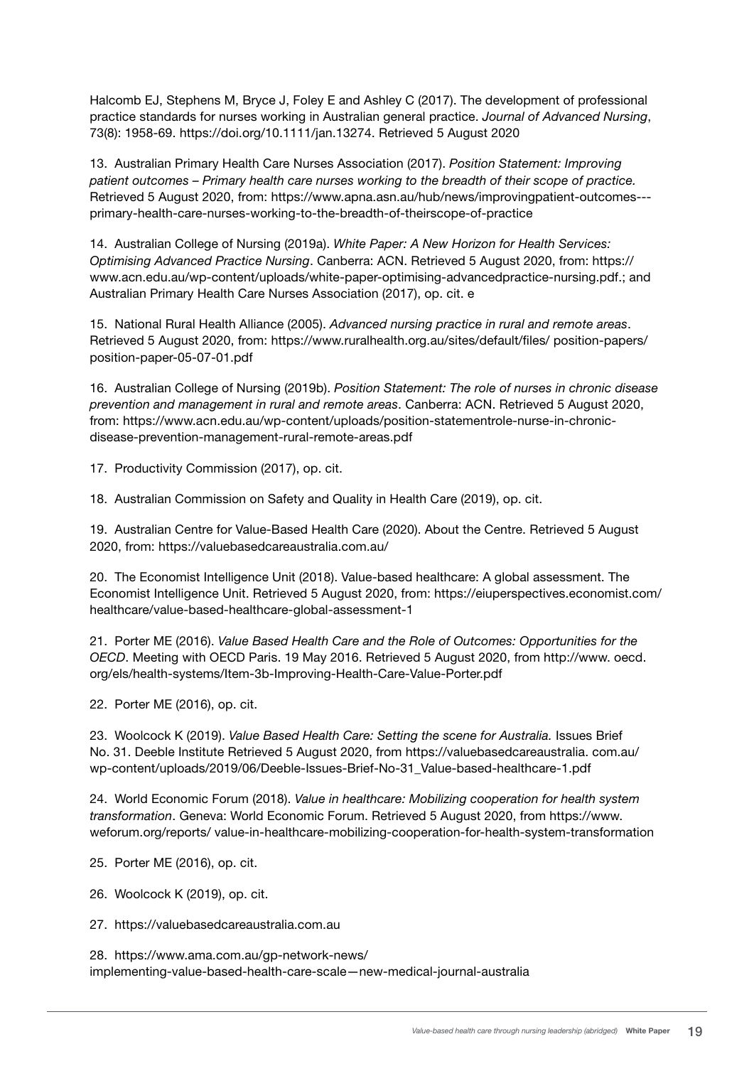Halcomb EJ, Stephens M, Bryce J, Foley E and Ashley C (2017). The development of professional practice standards for nurses working in Australian general practice. *Journal of Advanced Nursing*, 73(8): 1958-69. https://doi.org/10.1111/jan.13274. Retrieved 5 August 2020

13. Australian Primary Health Care Nurses Association (2017). *Position Statement: Improving patient outcomes – Primary health care nurses working to the breadth of their scope of practice.* Retrieved 5 August 2020, from: https://www.apna.asn.au/hub/news/improvingpatient-outcomes---primary-health-care-nurses-working-to-the-breadth-of-theirscope-of-practice

14. Australian College of Nursing (2019a). *White Paper: A New Horizon for Health Services: Optimising Advanced Practice Nursing*. Canberra: ACN. Retrieved 5 August 2020, from: https://www.acn.edu.au/wp-content/uploads/white-paper-optimising-advancedpractice-nursing.pdf.; and Australian Primary Health Care Nurses Association (2017), op. cit. e

15. National Rural Health Alliance (2005). *Advanced nursing practice in rural and remote areas*. Retrieved 5 August 2020, from: https://www.ruralhealth.org.au/sites/default/files/ position-papers/position-paper-05-07-01.pdf

16. Australian College of Nursing (2019b). *Position Statement: The role of nurses in chronic disease prevention and management in rural and remote areas*. Canberra: ACN. Retrieved 5 August 2020, from: https://www.acn.edu.au/wp-content/uploads/position-statementrole-nurse-in-chronic-disease-prevention-management-rural-remote-areas.pdf

17. Productivity Commission (2017), op. cit.

18. Australian Commission on Safety and Quality in Health Care (2019), op. cit.

19. Australian Centre for Value-Based Health Care (2020). About the Centre. Retrieved 5 August 2020, from: https://valuebasedcareaustralia.com.au/

20. The Economist Intelligence Unit (2018). Value-based healthcare: A global assessment. The Economist Intelligence Unit. Retrieved 5 August 2020, from: https://eiuperspectives.economist.com/healthcare/value-based-healthcare-global-assessment-1

21. Porter ME (2016). *Value Based Health Care and the Role of Outcomes: Opportunities for the OECD*. Meeting with OECD Paris. 19 May 2016. Retrieved 5 August 2020, from http://www. oecd.org/els/health-systems/Item-3b-Improving-Health-Care-Value-Porter.pdf

22. Porter ME (2016), op. cit.

23. Woolcock K (2019). *Value Based Health Care: Setting the scene for Australia.* Issues Brief No. 31. Deeble Institute Retrieved 5 August 2020, from https://valuebasedcareaustralia. com.au/wp-content/uploads/2019/06/Deeble-Issues-Brief-No-31_Value-based-healthcare-1.pdf

24. World Economic Forum (2018). *Value in healthcare: Mobilizing cooperation for health system transformation*. Geneva: World Economic Forum. Retrieved 5 August 2020, from https://www.weforum.org/reports/ value-in-healthcare-mobilizing-cooperation-for-health-system-transformation

25. Porter ME (2016), op. cit.

26. Woolcock K (2019), op. cit.

27. https://valuebasedcareaustralia.com.au

28. https://www.ama.com.au/gp-network-news/implementing-value-based-health-care-scale—new-medical-journal-australia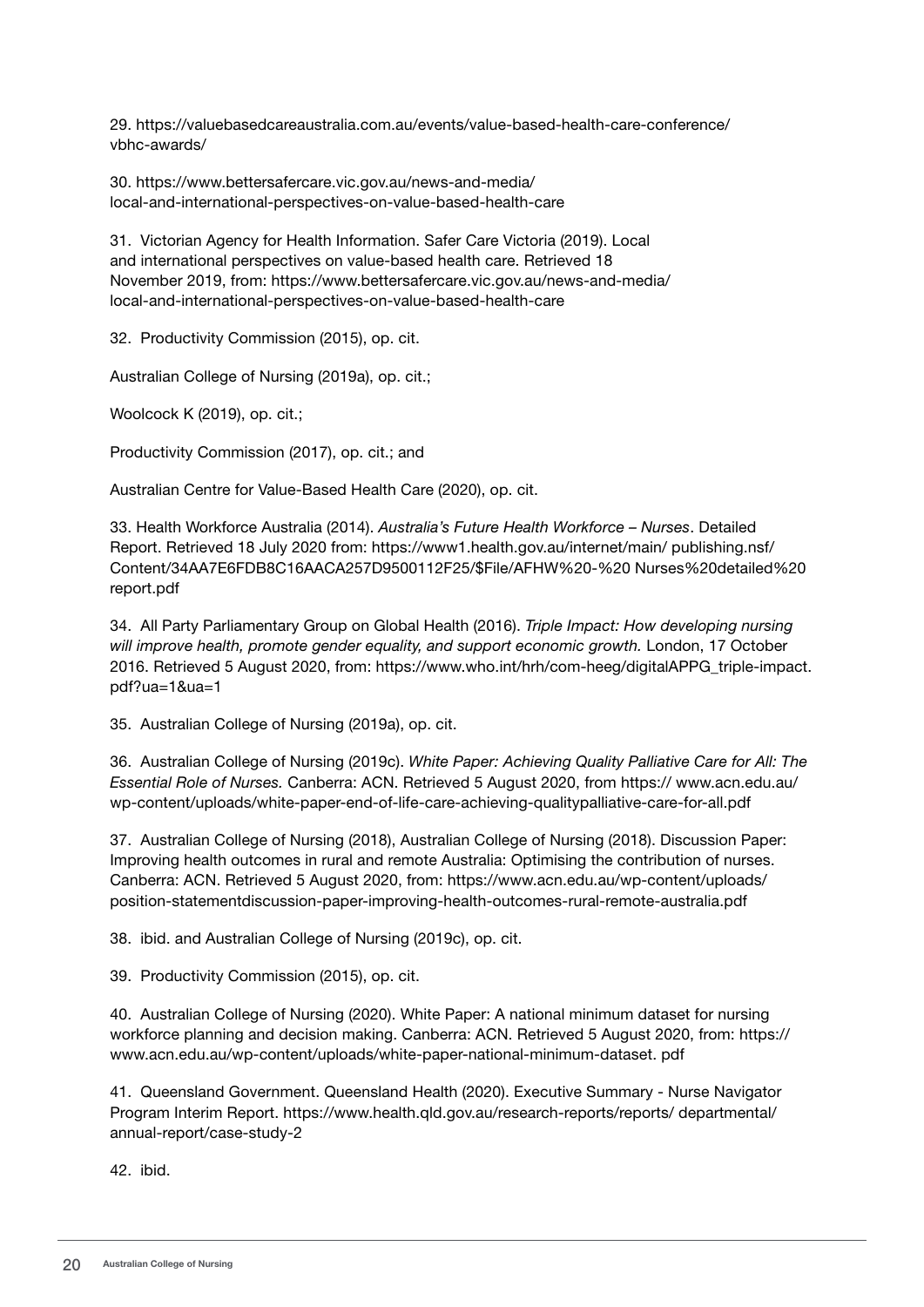29. https://valuebasedcareaustralia.com.au/events/value-based-health-care-conference/vbhc-awards/

30. https://www.bettersafercare.vic.gov.au/news-and-media/local-and-international-perspectives-on-value-based-health-care

31. Victorian Agency for Health Information. Safer Care Victoria (2019). Local and international perspectives on value-based health care. Retrieved 18 November 2019, from: https://www.bettersafercare.vic.gov.au/news-and-media/local-and-international-perspectives-on-value-based-health-care

32. Productivity Commission (2015), op. cit.

Australian College of Nursing (2019a), op. cit.;

Woolcock K (2019), op. cit.;

Productivity Commission (2017), op. cit.; and

Australian Centre for Value-Based Health Care (2020), op. cit.

33. Health Workforce Australia (2014). *Australia's Future Health Workforce – Nurses*. Detailed Report. Retrieved 18 July 2020 from: https://www1.health.gov.au/internet/main/ publishing.nsf/Content/34AA7E6FDB8C16AACA257D9500112F25/$File/AFHW%20-%20 Nurses%20detailed%20report.pdf

34. All Party Parliamentary Group on Global Health (2016). *Triple Impact: How developing nursing will improve health, promote gender equality, and support economic growth.* London, 17 October 2016. Retrieved 5 August 2020, from: https://www.who.int/hrh/com-heeg/digitalAPPG_triple-impact.pdf?ua=1&ua=1

35. Australian College of Nursing (2019a), op. cit.

36. Australian College of Nursing (2019c). *White Paper: Achieving Quality Palliative Care for All: The Essential Role of Nurses.* Canberra: ACN. Retrieved 5 August 2020, from https:// www.acn.edu.au/wp-content/uploads/white-paper-end-of-life-care-achieving-qualitypalliative-care-for-all.pdf

37. Australian College of Nursing (2018), Australian College of Nursing (2018). Discussion Paper: Improving health outcomes in rural and remote Australia: Optimising the contribution of nurses. Canberra: ACN. Retrieved 5 August 2020, from: https://www.acn.edu.au/wp-content/uploads/position-statementdiscussion-paper-improving-health-outcomes-rural-remote-australia.pdf

38. ibid. and Australian College of Nursing (2019c), op. cit.

39. Productivity Commission (2015), op. cit.

40. Australian College of Nursing (2020). White Paper: A national minimum dataset for nursing workforce planning and decision making. Canberra: ACN. Retrieved 5 August 2020, from: https://www.acn.edu.au/wp-content/uploads/white-paper-national-minimum-dataset. pdf

41. Queensland Government. Queensland Health (2020). Executive Summary - Nurse Navigator Program Interim Report. https://www.health.qld.gov.au/research-reports/reports/ departmental/annual-report/case-study-2

42. ibid.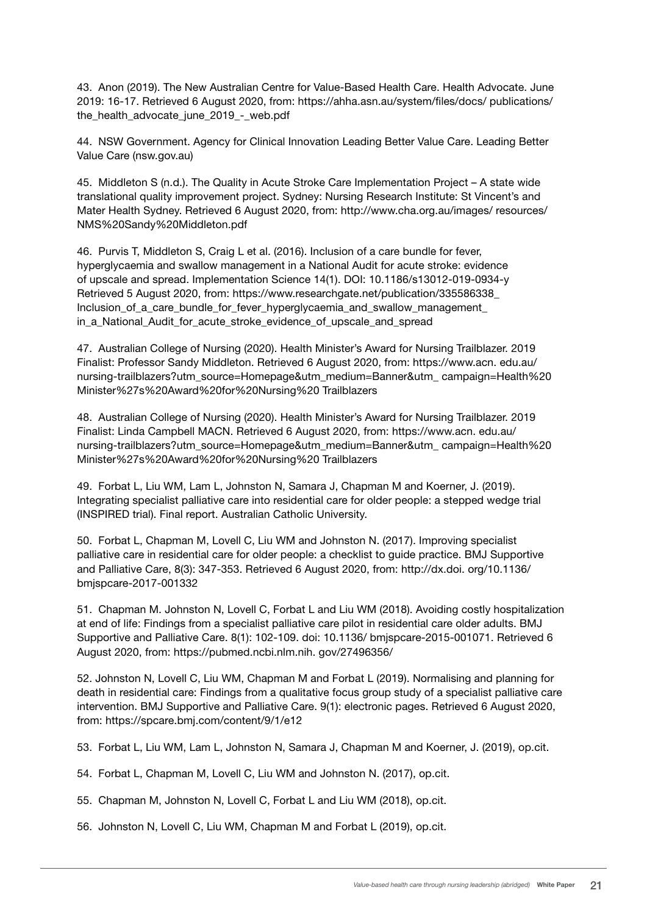43. Anon (2019). The New Australian Centre for Value-Based Health Care. Health Advocate. June 2019: 16-17. Retrieved 6 August 2020, from: https://ahha.asn.au/system/files/docs/ publications/ the_health_advocate_june_2019_-_web.pdf

44. NSW Government. Agency for Clinical Innovation Leading Better Value Care. Leading Better Value Care (nsw.gov.au)

45. Middleton S (n.d.). The Quality in Acute Stroke Care Implementation Project – A state wide translational quality improvement project. Sydney: Nursing Research Institute: St Vincent's and Mater Health Sydney. Retrieved 6 August 2020, from: http://www.cha.org.au/images/ resources/ NMS%20Sandy%20Middleton.pdf

46. Purvis T, Middleton S, Craig L et al. (2016). Inclusion of a care bundle for fever, hyperglycaemia and swallow management in a National Audit for acute stroke: evidence of upscale and spread. Implementation Science 14(1). DOI: 10.1186/s13012-019-0934-y Retrieved 5 August 2020, from: https://www.researchgate.net/publication/335586338_ Inclusion_of_a_care_bundle_for_fever_hyperglycaemia_and_swallow_management_ in_a_National_Audit_for_acute_stroke_evidence_of_upscale_and_spread

47. Australian College of Nursing (2020). Health Minister's Award for Nursing Trailblazer. 2019 Finalist: Professor Sandy Middleton. Retrieved 6 August 2020, from: https://www.acn. edu.au/ nursing-trailblazers?utm_source=Homepage&utm_medium=Banner&utm_ campaign=Health%20 Minister%27s%20Award%20for%20Nursing%20 Trailblazers

48. Australian College of Nursing (2020). Health Minister's Award for Nursing Trailblazer. 2019 Finalist: Linda Campbell MACN. Retrieved 6 August 2020, from: https://www.acn. edu.au/ nursing-trailblazers?utm_source=Homepage&utm_medium=Banner&utm_ campaign=Health%20 Minister%27s%20Award%20for%20Nursing%20 Trailblazers

49. Forbat L, Liu WM, Lam L, Johnston N, Samara J, Chapman M and Koerner, J. (2019). Integrating specialist palliative care into residential care for older people: a stepped wedge trial (INSPIRED trial). Final report. Australian Catholic University.

50. Forbat L, Chapman M, Lovell C, Liu WM and Johnston N. (2017). Improving specialist palliative care in residential care for older people: a checklist to guide practice. BMJ Supportive and Palliative Care, 8(3): 347-353. Retrieved 6 August 2020, from: http://dx.doi. org/10.1136/ bmjspcare-2017-001332

51. Chapman M. Johnston N, Lovell C, Forbat L and Liu WM (2018). Avoiding costly hospitalization at end of life: Findings from a specialist palliative care pilot in residential care older adults. BMJ Supportive and Palliative Care. 8(1): 102-109. doi: 10.1136/ bmjspcare-2015-001071. Retrieved 6 August 2020, from: https://pubmed.ncbi.nlm.nih. gov/27496356/

52. Johnston N, Lovell C, Liu WM, Chapman M and Forbat L (2019). Normalising and planning for death in residential care: Findings from a qualitative focus group study of a specialist palliative care intervention. BMJ Supportive and Palliative Care. 9(1): electronic pages. Retrieved 6 August 2020, from: https://spcare.bmj.com/content/9/1/e12

53. Forbat L, Liu WM, Lam L, Johnston N, Samara J, Chapman M and Koerner, J. (2019), op.cit.

54. Forbat L, Chapman M, Lovell C, Liu WM and Johnston N. (2017), op.cit.

55. Chapman M, Johnston N, Lovell C, Forbat L and Liu WM (2018), op.cit.

56. Johnston N, Lovell C, Liu WM, Chapman M and Forbat L (2019), op.cit.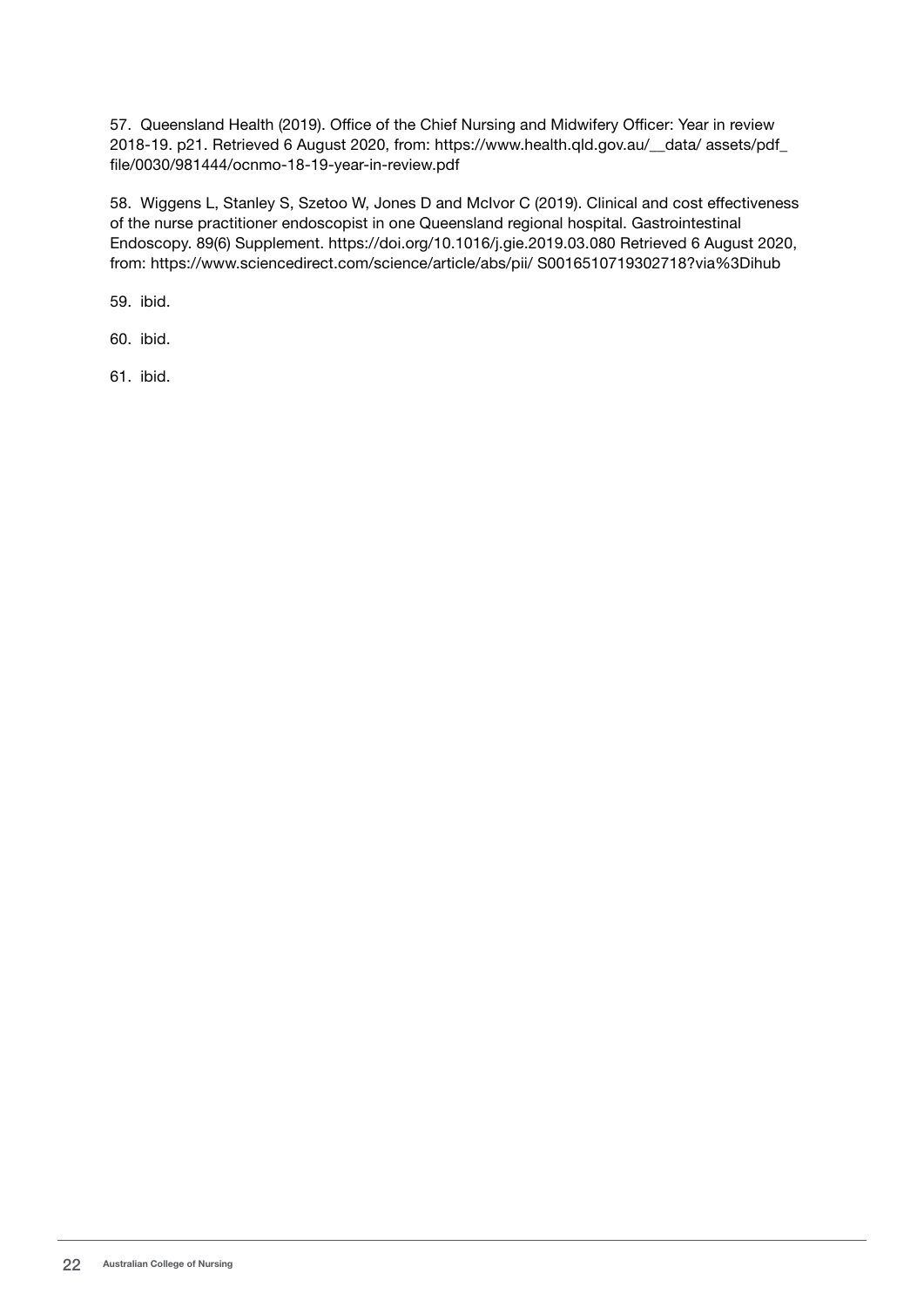57. Queensland Health (2019). Office of the Chief Nursing and Midwifery Officer: Year in review 2018-19. p21. Retrieved 6 August 2020, from: https://www.health.qld.gov.au/__data/ assets/pdf_ file/0030/981444/ocnmo-18-19-year-in-review.pdf

58. Wiggens L, Stanley S, Szetoo W, Jones D and McIvor C (2019). Clinical and cost effectiveness of the nurse practitioner endoscopist in one Queensland regional hospital. Gastrointestinal Endoscopy. 89(6) Supplement. https://doi.org/10.1016/j.gie.2019.03.080 Retrieved 6 August 2020, from: https://www.sciencedirect.com/science/article/abs/pii/ S0016510719302718?via%3Dihub

59. ibid.

60. ibid.

61. ibid.